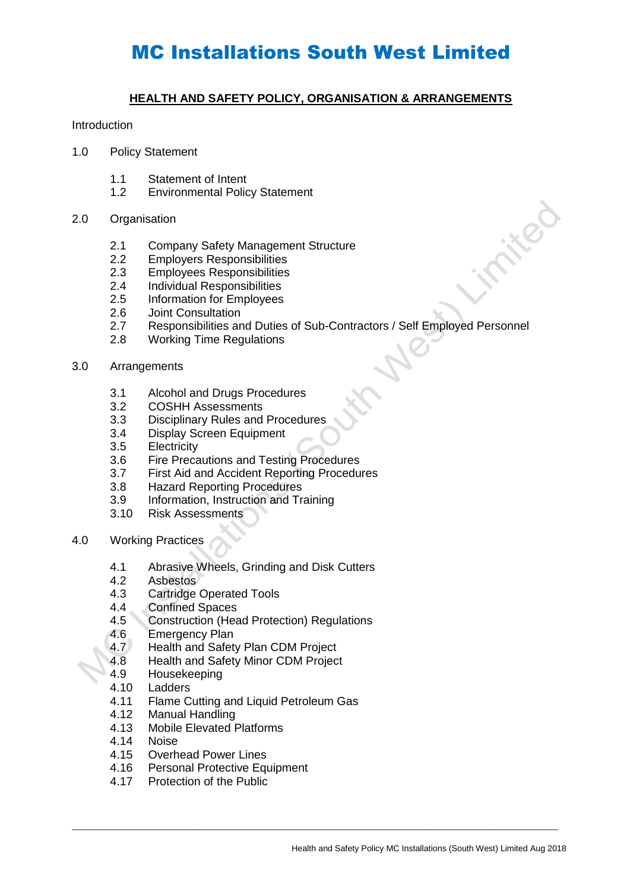# MC Installations South West Limited

## HEALTH AND SAFETY POLICY, ORGANISATION & ARRANGEMENTS

Introduction

1.0 Policy Statement

- 1.1 Statement of Intent
- 1.2 Environmental Policy Statement

2.0 Organisation

- 2.1 Company Safety Management Structure
- 2.2 Employers Responsibilities
- 2.3 Employees Responsibilities
- 2.4 Individual Responsibilities
- 2.5 Information for Employees
- 2.6 Joint Consultation
- 2.7 Responsibilities and Duties of Sub-Contractors / Self Employed Personnel
- 2.8 Working Time Regulations

3.0 Arrangements

- 3.1 Alcohol and Drugs Procedures
- 3.2 COSHH Assessments
- 3.3 Disciplinary Rules and Procedures
- 3.4 Display Screen Equipment
- 3.5 Electricity
- 3.6 Fire Precautions and Testing Procedures
- 3.7 First Aid and Accident Reporting Procedures
- 3.8 Hazard Reporting Procedures
- 3.9 Information, Instruction and Training
- 3.10 Risk Assessments

4.0 Working Practices

- 4.1 Abrasive Wheels, Grinding and Disk Cutters
- 4.2 Asbestos
- 4.3 Cartridge Operated Tools
- 4.4 Confined Spaces
- 4.5 Construction (Head Protection) Regulations
- 4.6 Emergency Plan
- 4.7 Health and Safety Plan CDM Project
- 4.8 Health and Safety Minor CDM Project
- 4.9 Housekeeping
- 4.10 Ladders
- 4.11 Flame Cutting and Liquid Petroleum Gas
- 4.12 Manual Handling
- 4.13 Mobile Elevated Platforms
- 4.14 Noise
- 4.15 Overhead Power Lines
- 4.16 Personal Protective Equipment
- 4.17 Protection of the Public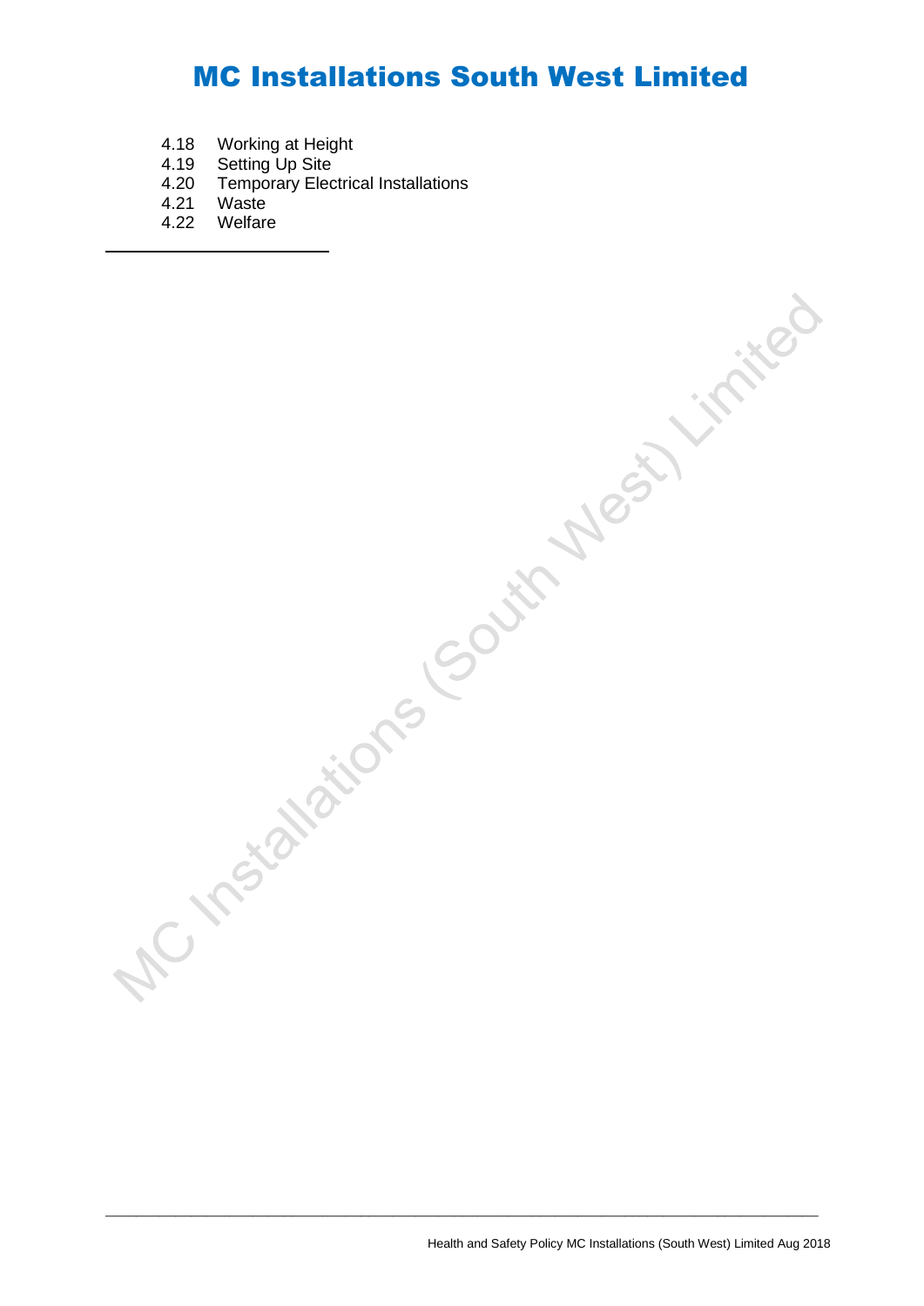4.18 Working at Height
4.19 Setting Up Site
4.20 Temporary Electrical Installations
4.21 Waste
4.22 Welfare

---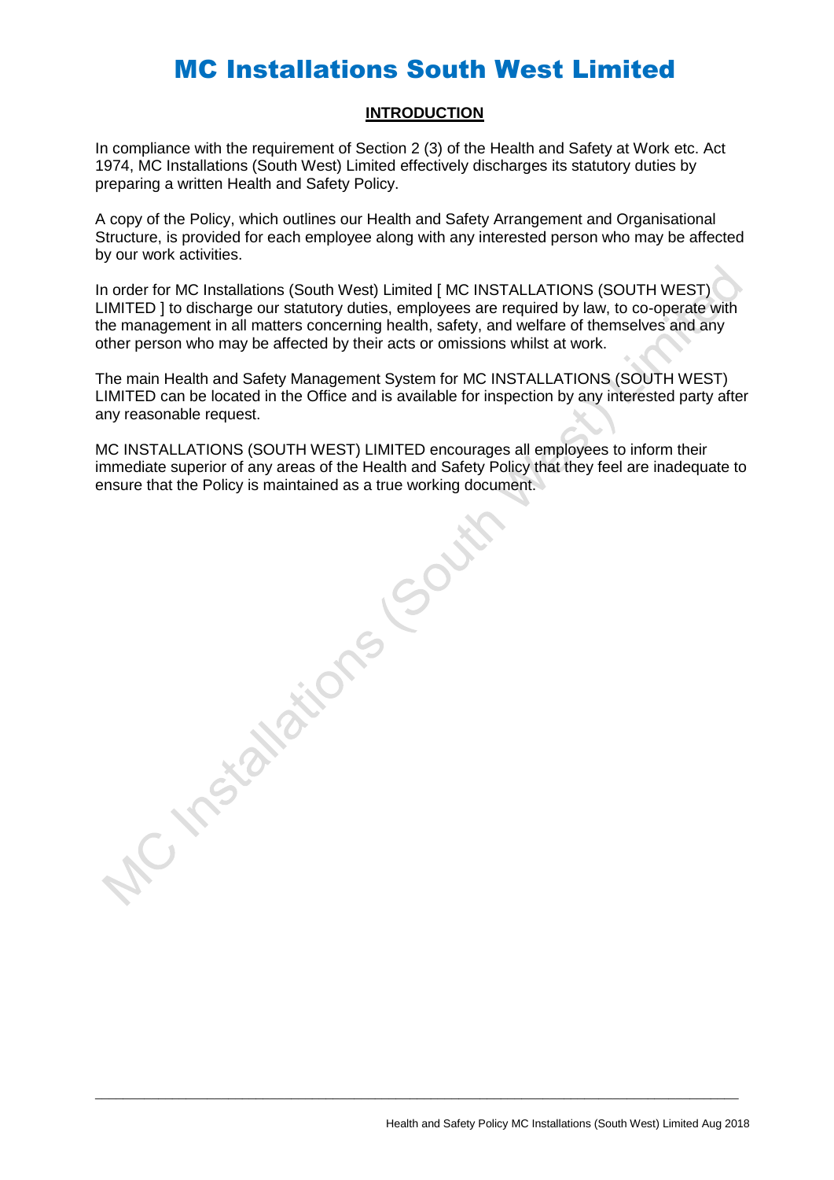# MC Installations South West Limited

## INTRODUCTION

In compliance with the requirement of Section 2 (3) of the Health and Safety at Work etc. Act 1974, MC Installations (South West) Limited effectively discharges its statutory duties by preparing a written Health and Safety Policy.

A copy of the Policy, which outlines our Health and Safety Arrangement and Organisational Structure, is provided for each employee along with any interested person who may be affected by our work activities.

In order for MC Installations (South West) Limited [ MC INSTALLATIONS (SOUTH WEST) LIMITED ] to discharge our statutory duties, employees are required by law, to co-operate with the management in all matters concerning health, safety, and welfare of themselves and any other person who may be affected by their acts or omissions whilst at work.

The main Health and Safety Management System for MC INSTALLATIONS (SOUTH WEST) LIMITED can be located in the Office and is available for inspection by any interested party after any reasonable request.

MC INSTALLATIONS (SOUTH WEST) LIMITED encourages all employees to inform their immediate superior of any areas of the Health and Safety Policy that they feel are inadequate to ensure that the Policy is maintained as a true working document.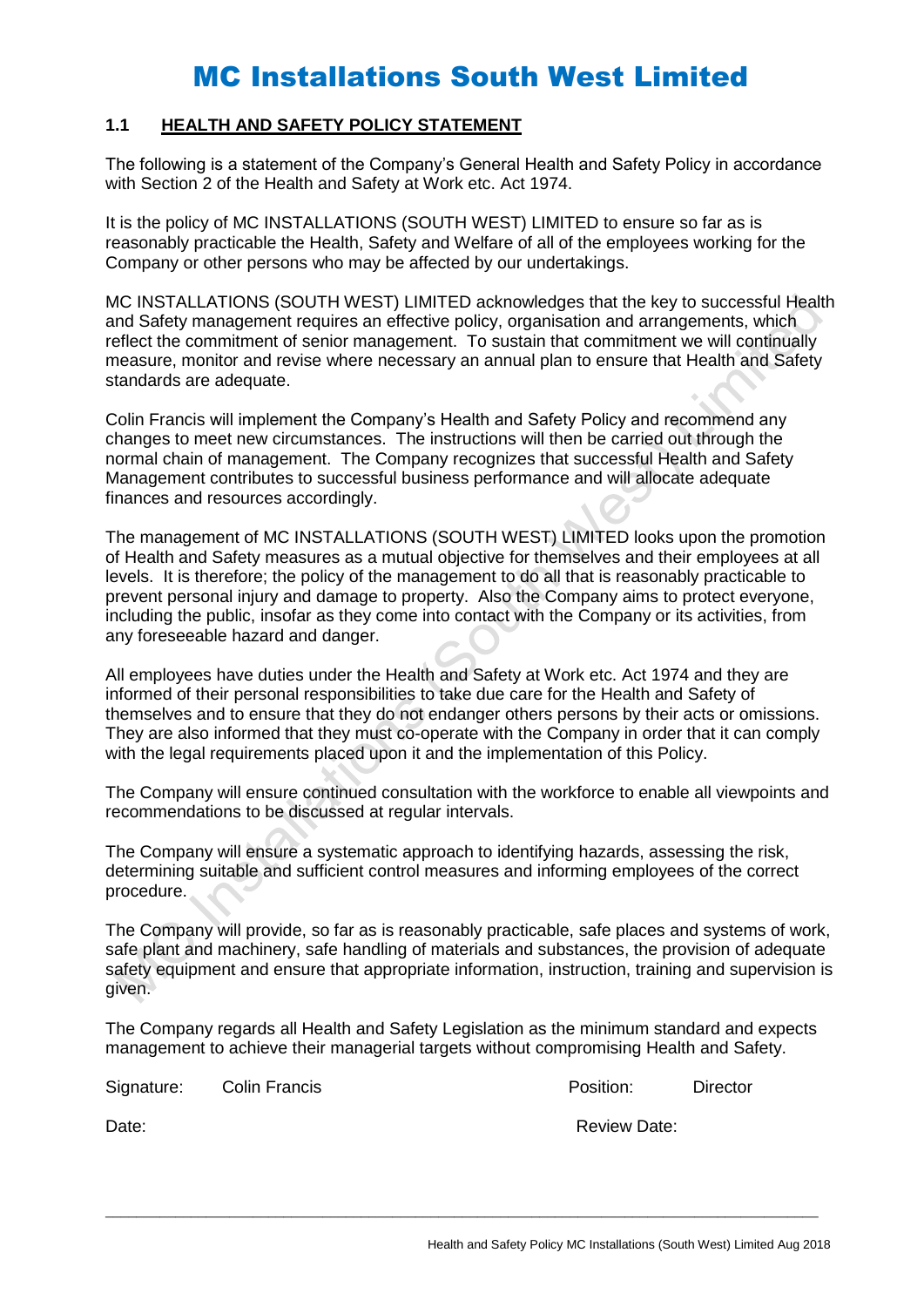# MC Installations South West Limited

## 1.1 HEALTH AND SAFETY POLICY STATEMENT

The following is a statement of the Company's General Health and Safety Policy in accordance with Section 2 of the Health and Safety at Work etc. Act 1974.

It is the policy of MC INSTALLATIONS (SOUTH WEST) LIMITED to ensure so far as is reasonably practicable the Health, Safety and Welfare of all of the employees working for the Company or other persons who may be affected by our undertakings.

MC INSTALLATIONS (SOUTH WEST) LIMITED acknowledges that the key to successful Health and Safety management requires an effective policy, organisation and arrangements, which reflect the commitment of senior management. To sustain that commitment we will continually measure, monitor and revise where necessary an annual plan to ensure that Health and Safety standards are adequate.

Colin Francis will implement the Company's Health and Safety Policy and recommend any changes to meet new circumstances. The instructions will then be carried out through the normal chain of management. The Company recognizes that successful Health and Safety Management contributes to successful business performance and will allocate adequate finances and resources accordingly.

The management of MC INSTALLATIONS (SOUTH WEST) LIMITED looks upon the promotion of Health and Safety measures as a mutual objective for themselves and their employees at all levels. It is therefore; the policy of the management to do all that is reasonably practicable to prevent personal injury and damage to property. Also the Company aims to protect everyone, including the public, insofar as they come into contact with the Company or its activities, from any foreseeable hazard and danger.

All employees have duties under the Health and Safety at Work etc. Act 1974 and they are informed of their personal responsibilities to take due care for the Health and Safety of themselves and to ensure that they do not endanger others persons by their acts or omissions. They are also informed that they must co-operate with the Company in order that it can comply with the legal requirements placed upon it and the implementation of this Policy.

The Company will ensure continued consultation with the workforce to enable all viewpoints and recommendations to be discussed at regular intervals.

The Company will ensure a systematic approach to identifying hazards, assessing the risk, determining suitable and sufficient control measures and informing employees of the correct procedure.

The Company will provide, so far as is reasonably practicable, safe places and systems of work, safe plant and machinery, safe handling of materials and substances, the provision of adequate safety equipment and ensure that appropriate information, instruction, training and supervision is given.

The Company regards all Health and Safety Legislation as the minimum standard and expects management to achieve their managerial targets without compromising Health and Safety.

Signature: Colin Francis | Position: Director

Date: | Review Date: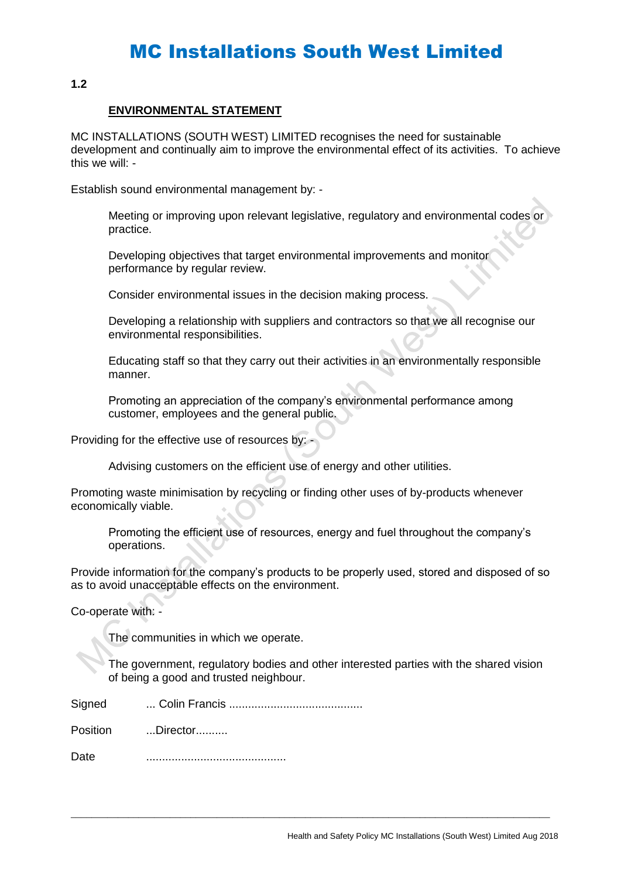# MC Installations South West Limited

**1.2**

## ENVIRONMENTAL STATEMENT

MC INSTALLATIONS (SOUTH WEST) LIMITED recognises the need for sustainable development and continually aim to improve the environmental effect of its activities. To achieve this we will: -

Establish sound environmental management by: -

> Meeting or improving upon relevant legislative, regulatory and environmental codes or practice.
>
> Developing objectives that target environmental improvements and monitor performance by regular review.
>
> Consider environmental issues in the decision making process.
>
> Developing a relationship with suppliers and contractors so that we all recognise our environmental responsibilities.
>
> Educating staff so that they carry out their activities in an environmentally responsible manner.
>
> Promoting an appreciation of the company's environmental performance among customer, employees and the general public.

Providing for the effective use of resources by: -

> Advising customers on the efficient use of energy and other utilities.

Promoting waste minimisation by recycling or finding other uses of by-products whenever economically viable.

> Promoting the efficient use of resources, energy and fuel throughout the company's operations.

Provide information for the company's products to be properly used, stored and disposed of so as to avoid unacceptable effects on the environment.

Co-operate with: -

> The communities in which we operate.
>
> The government, regulatory bodies and other interested parties with the shared vision of being a good and trusted neighbour.

Signed ... Colin Francis ..........................................

Position ...Director..........

Date ............................................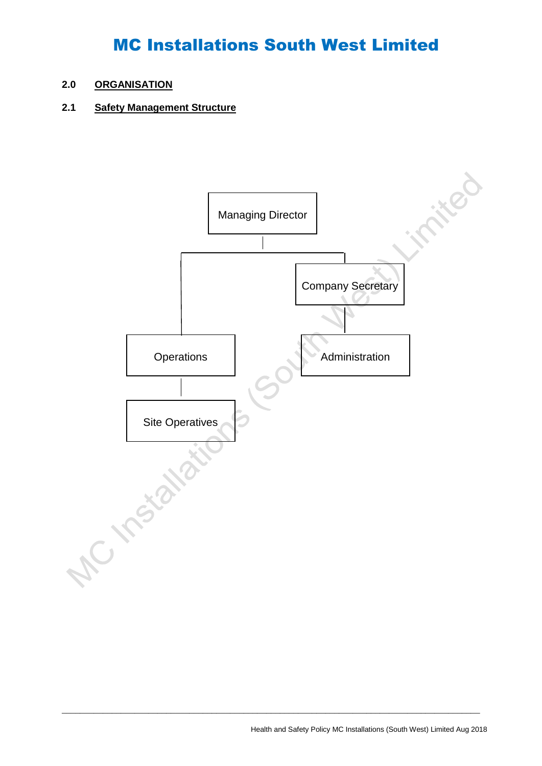# MC Installations South West Limited

## 2.0 ORGANISATION

### 2.1 Safety Management Structure

Managing Director

Company Secretary

Operations

Administration

Site Operatives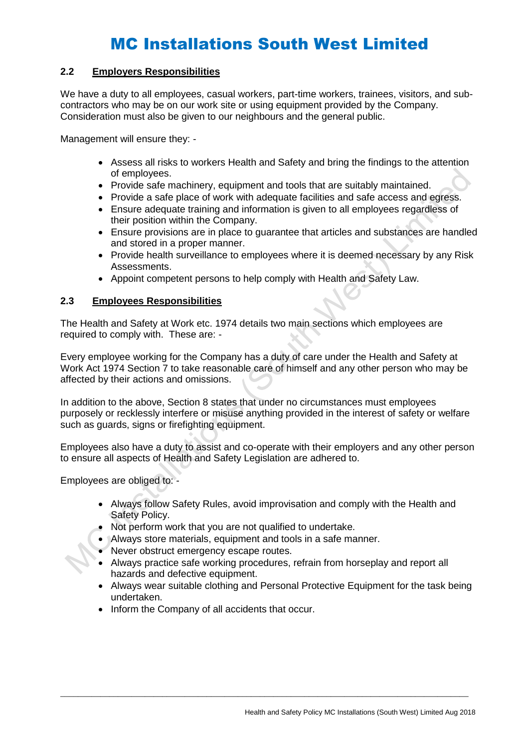### 2.2 Employers Responsibilities

We have a duty to all employees, casual workers, part-time workers, trainees, visitors, and sub-contractors who may be on our work site or using equipment provided by the Company. Consideration must also be given to our neighbours and the general public.

Management will ensure they: -

- Assess all risks to workers Health and Safety and bring the findings to the attention of employees.
- Provide safe machinery, equipment and tools that are suitably maintained.
- Provide a safe place of work with adequate facilities and safe access and egress.
- Ensure adequate training and information is given to all employees regardless of their position within the Company.
- Ensure provisions are in place to guarantee that articles and substances are handled and stored in a proper manner.
- Provide health surveillance to employees where it is deemed necessary by any Risk Assessments.
- Appoint competent persons to help comply with Health and Safety Law.

### 2.3 Employees Responsibilities

The Health and Safety at Work etc. 1974 details two main sections which employees are required to comply with. These are: -

Every employee working for the Company has a duty of care under the Health and Safety at Work Act 1974 Section 7 to take reasonable care of himself and any other person who may be affected by their actions and omissions.

In addition to the above, Section 8 states that under no circumstances must employees purposely or recklessly interfere or misuse anything provided in the interest of safety or welfare such as guards, signs or firefighting equipment.

Employees also have a duty to assist and co-operate with their employers and any other person to ensure all aspects of Health and Safety Legislation are adhered to.

Employees are obliged to: -

- Always follow Safety Rules, avoid improvisation and comply with the Health and Safety Policy.
- Not perform work that you are not qualified to undertake.
- Always store materials, equipment and tools in a safe manner.
- Never obstruct emergency escape routes.
- Always practice safe working procedures, refrain from horseplay and report all hazards and defective equipment.
- Always wear suitable clothing and Personal Protective Equipment for the task being undertaken.
- Inform the Company of all accidents that occur.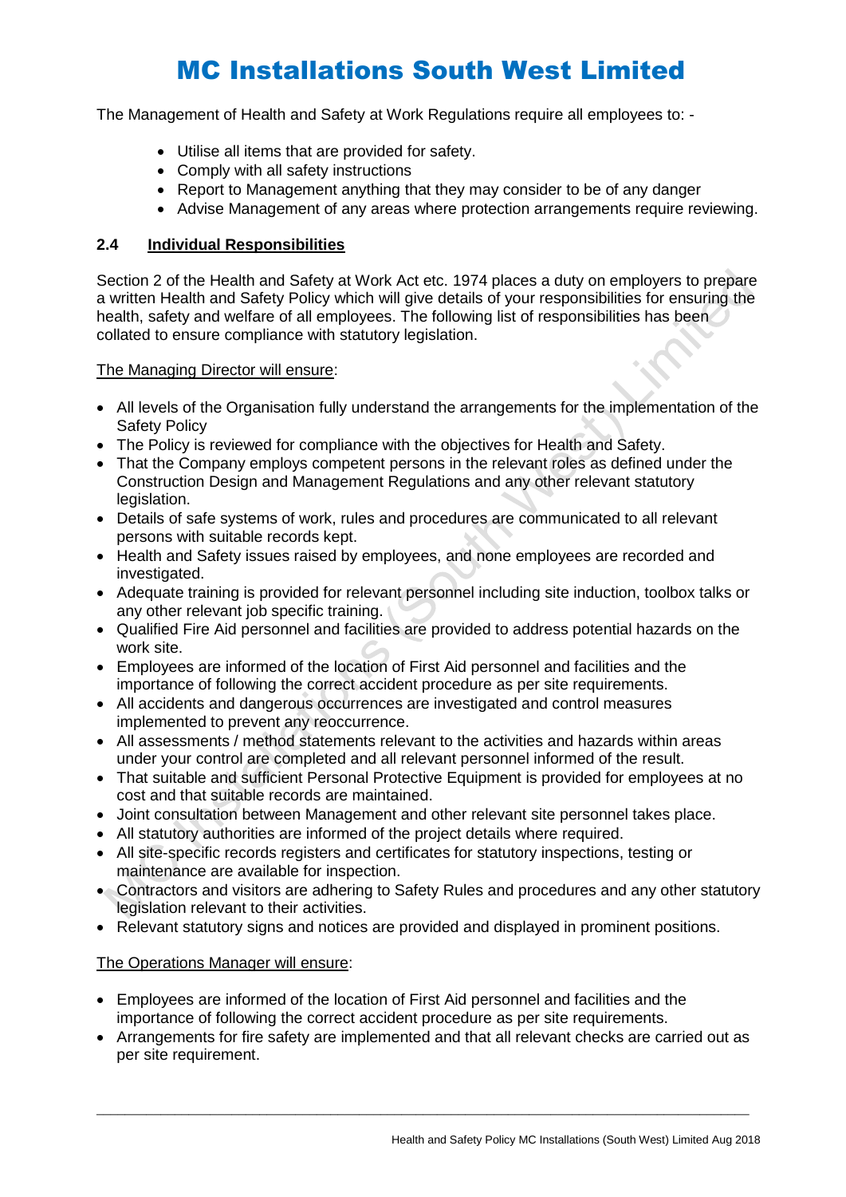# MC Installations South West Limited

The Management of Health and Safety at Work Regulations require all employees to: -

- Utilise all items that are provided for safety.
- Comply with all safety instructions
- Report to Management anything that they may consider to be of any danger
- Advise Management of any areas where protection arrangements require reviewing.

### 2.4 Individual Responsibilities

Section 2 of the Health and Safety at Work Act etc. 1974 places a duty on employers to prepare a written Health and Safety Policy which will give details of your responsibilities for ensuring the health, safety and welfare of all employees. The following list of responsibilities has been collated to ensure compliance with statutory legislation.

The Managing Director will ensure:

- All levels of the Organisation fully understand the arrangements for the implementation of the Safety Policy
- The Policy is reviewed for compliance with the objectives for Health and Safety.
- That the Company employs competent persons in the relevant roles as defined under the Construction Design and Management Regulations and any other relevant statutory legislation.
- Details of safe systems of work, rules and procedures are communicated to all relevant persons with suitable records kept.
- Health and Safety issues raised by employees, and none employees are recorded and investigated.
- Adequate training is provided for relevant personnel including site induction, toolbox talks or any other relevant job specific training.
- Qualified Fire Aid personnel and facilities are provided to address potential hazards on the work site.
- Employees are informed of the location of First Aid personnel and facilities and the importance of following the correct accident procedure as per site requirements.
- All accidents and dangerous occurrences are investigated and control measures implemented to prevent any reoccurrence.
- All assessments / method statements relevant to the activities and hazards within areas under your control are completed and all relevant personnel informed of the result.
- That suitable and sufficient Personal Protective Equipment is provided for employees at no cost and that suitable records are maintained.
- Joint consultation between Management and other relevant site personnel takes place.
- All statutory authorities are informed of the project details where required.
- All site-specific records registers and certificates for statutory inspections, testing or maintenance are available for inspection.
- Contractors and visitors are adhering to Safety Rules and procedures and any other statutory legislation relevant to their activities.
- Relevant statutory signs and notices are provided and displayed in prominent positions.

The Operations Manager will ensure:

- Employees are informed of the location of First Aid personnel and facilities and the importance of following the correct accident procedure as per site requirements.
- Arrangements for fire safety are implemented and that all relevant checks are carried out as per site requirement.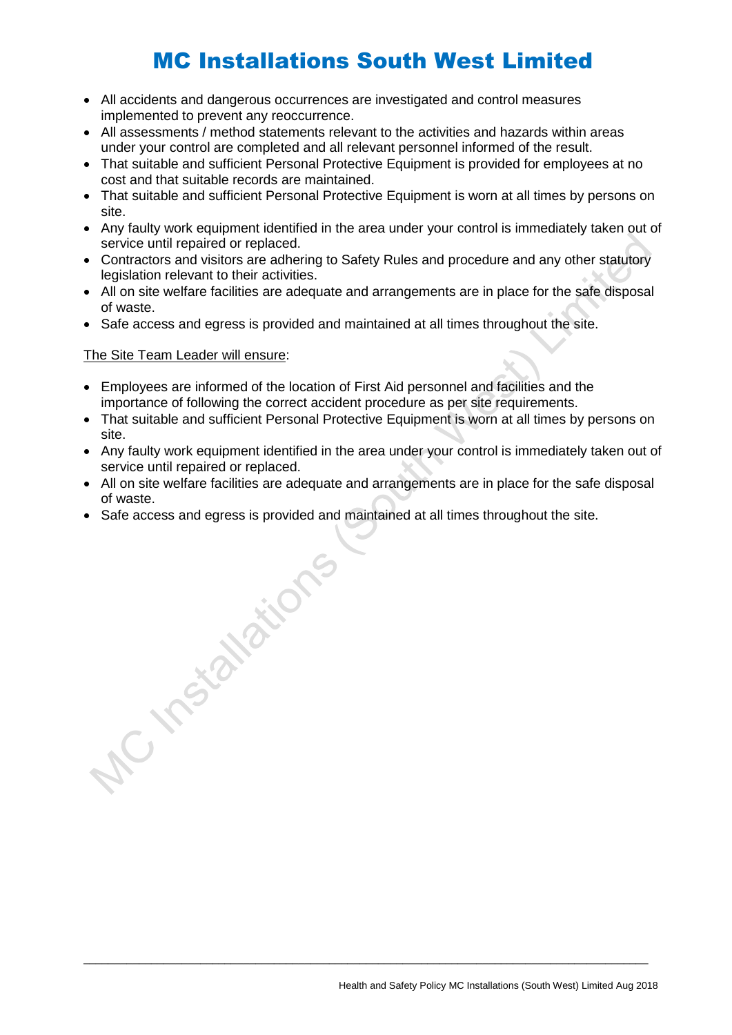- All accidents and dangerous occurrences are investigated and control measures implemented to prevent any reoccurrence.
- All assessments / method statements relevant to the activities and hazards within areas under your control are completed and all relevant personnel informed of the result.
- That suitable and sufficient Personal Protective Equipment is provided for employees at no cost and that suitable records are maintained.
- That suitable and sufficient Personal Protective Equipment is worn at all times by persons on site.
- Any faulty work equipment identified in the area under your control is immediately taken out of service until repaired or replaced.
- Contractors and visitors are adhering to Safety Rules and procedure and any other statutory legislation relevant to their activities.
- All on site welfare facilities are adequate and arrangements are in place for the safe disposal of waste.
- Safe access and egress is provided and maintained at all times throughout the site.

The Site Team Leader will ensure:

- Employees are informed of the location of First Aid personnel and facilities and the importance of following the correct accident procedure as per site requirements.
- That suitable and sufficient Personal Protective Equipment is worn at all times by persons on site.
- Any faulty work equipment identified in the area under your control is immediately taken out of service until repaired or replaced.
- All on site welfare facilities are adequate and arrangements are in place for the safe disposal of waste.
- Safe access and egress is provided and maintained at all times throughout the site.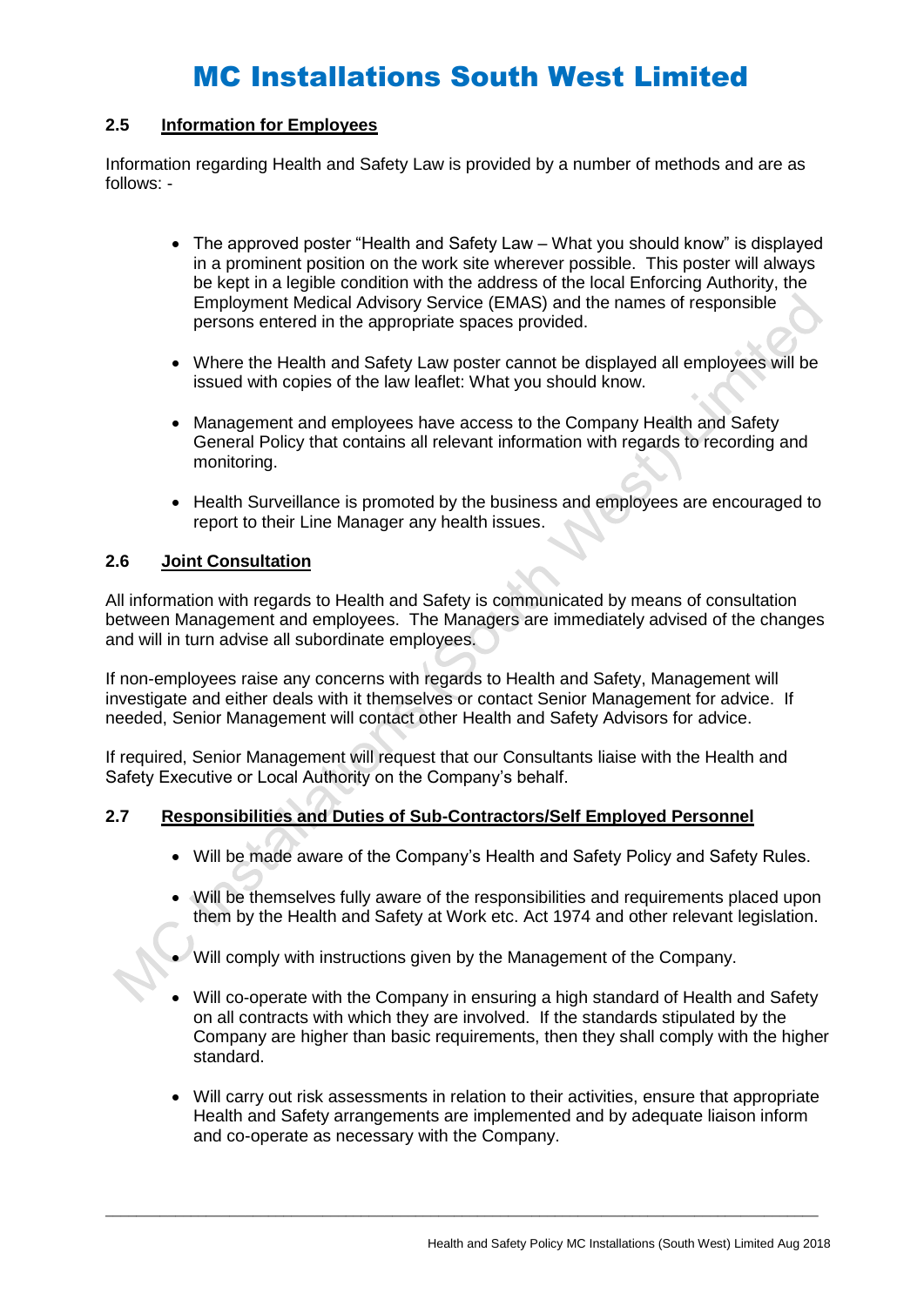### 2.5 Information for Employees

Information regarding Health and Safety Law is provided by a number of methods and are as follows: -

- The approved poster "Health and Safety Law – What you should know" is displayed in a prominent position on the work site wherever possible. This poster will always be kept in a legible condition with the address of the local Enforcing Authority, the Employment Medical Advisory Service (EMAS) and the names of responsible persons entered in the appropriate spaces provided.

- Where the Health and Safety Law poster cannot be displayed all employees will be issued with copies of the law leaflet: What you should know.

- Management and employees have access to the Company Health and Safety General Policy that contains all relevant information with regards to recording and monitoring.

- Health Surveillance is promoted by the business and employees are encouraged to report to their Line Manager any health issues.

### 2.6 Joint Consultation

All information with regards to Health and Safety is communicated by means of consultation between Management and employees. The Managers are immediately advised of the changes and will in turn advise all subordinate employees.

If non-employees raise any concerns with regards to Health and Safety, Management will investigate and either deals with it themselves or contact Senior Management for advice. If needed, Senior Management will contact other Health and Safety Advisors for advice.

If required, Senior Management will request that our Consultants liaise with the Health and Safety Executive or Local Authority on the Company's behalf.

### 2.7 Responsibilities and Duties of Sub-Contractors/Self Employed Personnel

- Will be made aware of the Company's Health and Safety Policy and Safety Rules.

- Will be themselves fully aware of the responsibilities and requirements placed upon them by the Health and Safety at Work etc. Act 1974 and other relevant legislation.

- Will comply with instructions given by the Management of the Company.

- Will co-operate with the Company in ensuring a high standard of Health and Safety on all contracts with which they are involved. If the standards stipulated by the Company are higher than basic requirements, then they shall comply with the higher standard.

- Will carry out risk assessments in relation to their activities, ensure that appropriate Health and Safety arrangements are implemented and by adequate liaison inform and co-operate as necessary with the Company.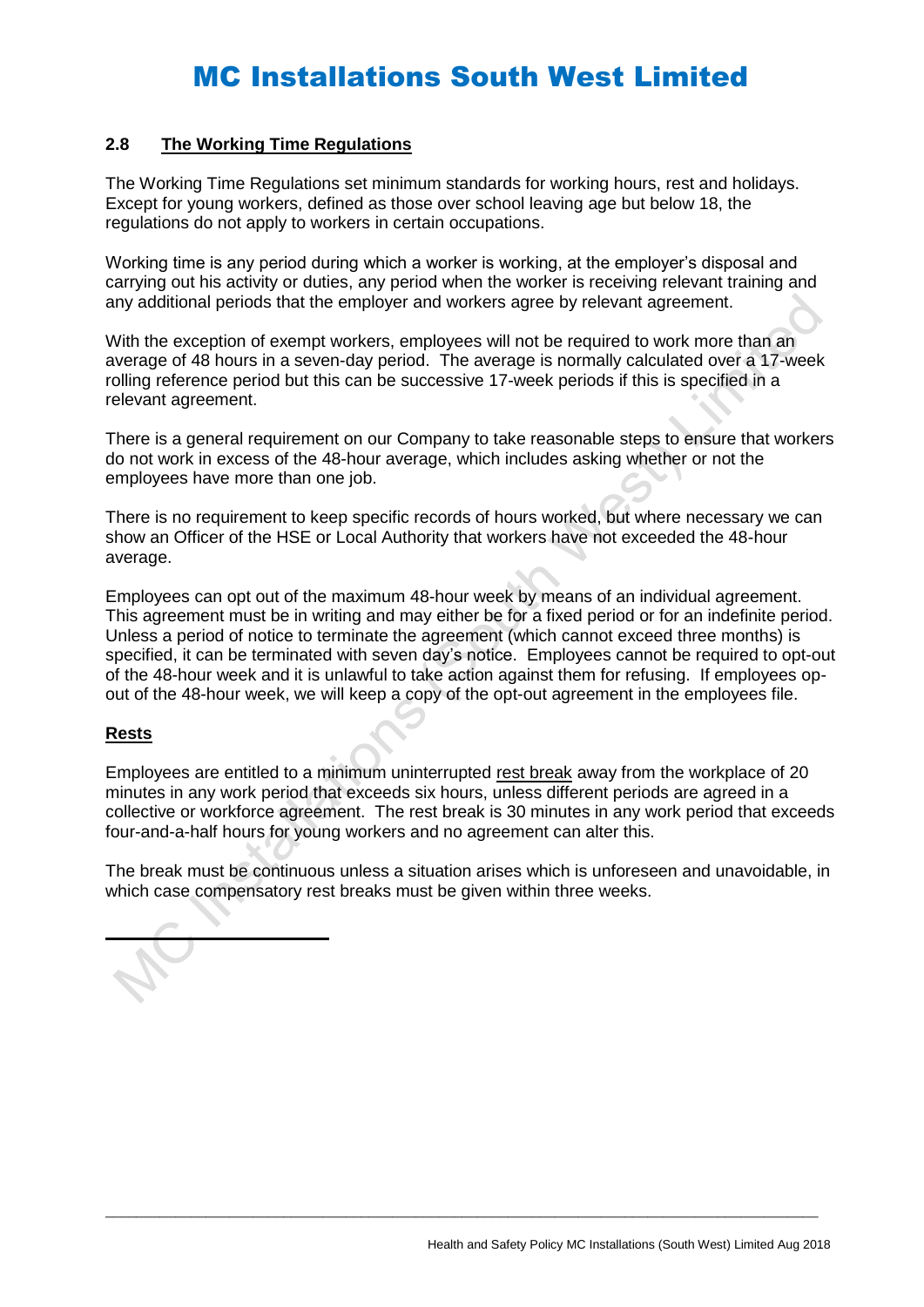### 2.8 The Working Time Regulations

The Working Time Regulations set minimum standards for working hours, rest and holidays. Except for young workers, defined as those over school leaving age but below 18, the regulations do not apply to workers in certain occupations.

Working time is any period during which a worker is working, at the employer's disposal and carrying out his activity or duties, any period when the worker is receiving relevant training and any additional periods that the employer and workers agree by relevant agreement.

With the exception of exempt workers, employees will not be required to work more than an average of 48 hours in a seven-day period. The average is normally calculated over a 17-week rolling reference period but this can be successive 17-week periods if this is specified in a relevant agreement.

There is a general requirement on our Company to take reasonable steps to ensure that workers do not work in excess of the 48-hour average, which includes asking whether or not the employees have more than one job.

There is no requirement to keep specific records of hours worked, but where necessary we can show an Officer of the HSE or Local Authority that workers have not exceeded the 48-hour average.

Employees can opt out of the maximum 48-hour week by means of an individual agreement. This agreement must be in writing and may either be for a fixed period or for an indefinite period. Unless a period of notice to terminate the agreement (which cannot exceed three months) is specified, it can be terminated with seven day's notice. Employees cannot be required to opt-out of the 48-hour week and it is unlawful to take action against them for refusing. If employees opt-out of the 48-hour week, we will keep a copy of the opt-out agreement in the employees file.

**Rests**

Employees are entitled to a minimum uninterrupted rest break away from the workplace of 20 minutes in any work period that exceeds six hours, unless different periods are agreed in a collective or workforce agreement. The rest break is 30 minutes in any work period that exceeds four-and-a-half hours for young workers and no agreement can alter this.

The break must be continuous unless a situation arises which is unforeseen and unavoidable, in which case compensatory rest breaks must be given within three weeks.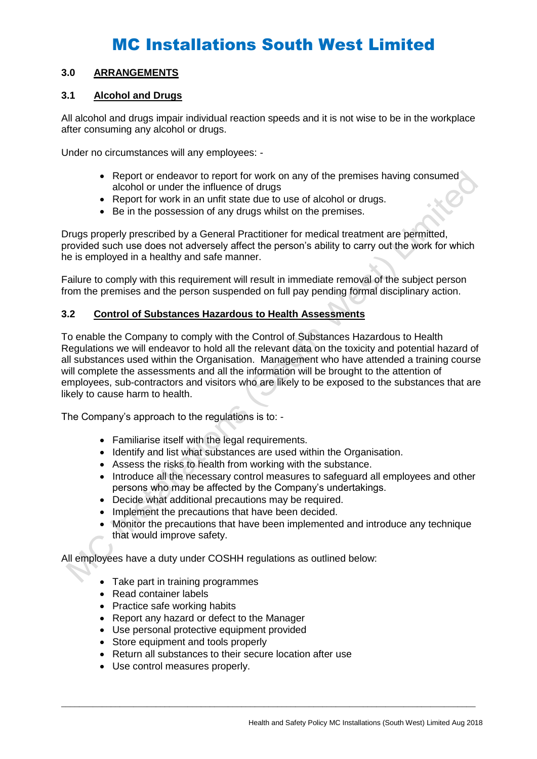# MC Installations South West Limited

## 3.0 ARRANGEMENTS

### 3.1 Alcohol and Drugs

All alcohol and drugs impair individual reaction speeds and it is not wise to be in the workplace after consuming any alcohol or drugs.

Under no circumstances will any employees: -

- Report or endeavor to report for work on any of the premises having consumed alcohol or under the influence of drugs
- Report for work in an unfit state due to use of alcohol or drugs.
- Be in the possession of any drugs whilst on the premises.

Drugs properly prescribed by a General Practitioner for medical treatment are permitted, provided such use does not adversely affect the person's ability to carry out the work for which he is employed in a healthy and safe manner.

Failure to comply with this requirement will result in immediate removal of the subject person from the premises and the person suspended on full pay pending formal disciplinary action.

### 3.2 Control of Substances Hazardous to Health Assessments

To enable the Company to comply with the Control of Substances Hazardous to Health Regulations we will endeavor to hold all the relevant data on the toxicity and potential hazard of all substances used within the Organisation. Management who have attended a training course will complete the assessments and all the information will be brought to the attention of employees, sub-contractors and visitors who are likely to be exposed to the substances that are likely to cause harm to health.

The Company's approach to the regulations is to: -

- Familiarise itself with the legal requirements.
- Identify and list what substances are used within the Organisation.
- Assess the risks to health from working with the substance.
- Introduce all the necessary control measures to safeguard all employees and other persons who may be affected by the Company's undertakings.
- Decide what additional precautions may be required.
- Implement the precautions that have been decided.
- Monitor the precautions that have been implemented and introduce any technique that would improve safety.

All employees have a duty under COSHH regulations as outlined below:

- Take part in training programmes
- Read container labels
- Practice safe working habits
- Report any hazard or defect to the Manager
- Use personal protective equipment provided
- Store equipment and tools properly
- Return all substances to their secure location after use
- Use control measures properly.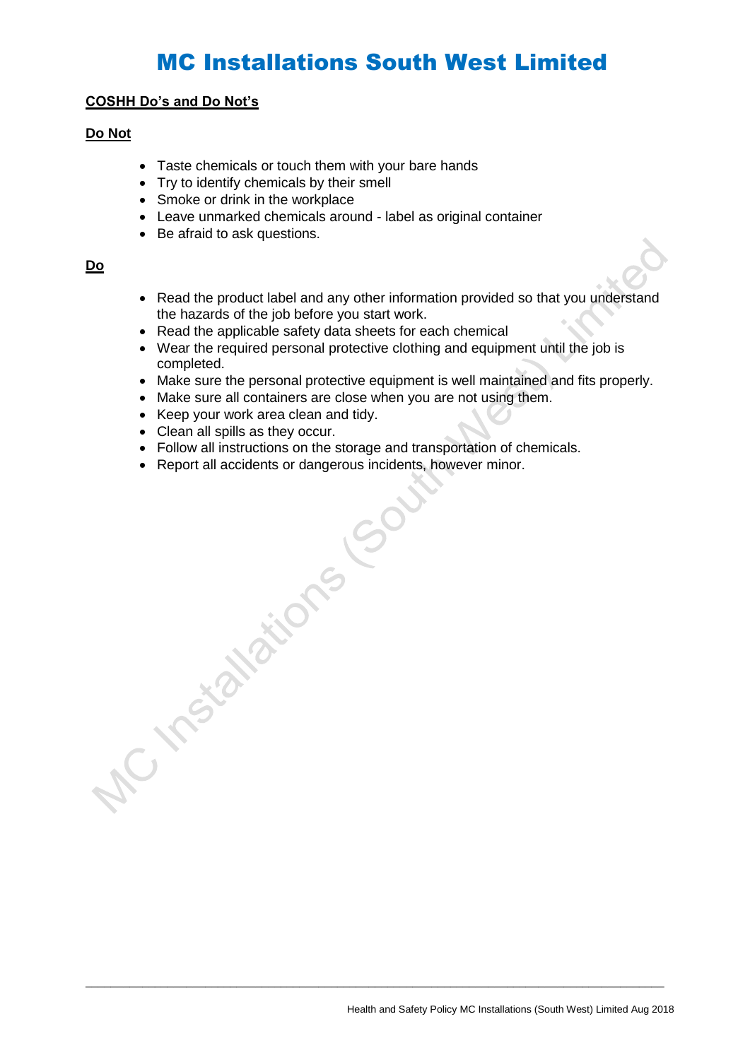# MC Installations South West Limited

**COSHH Do's and Do Not's**

**Do Not**

- Taste chemicals or touch them with your bare hands
- Try to identify chemicals by their smell
- Smoke or drink in the workplace
- Leave unmarked chemicals around - label as original container
- Be afraid to ask questions.

**Do**

- Read the product label and any other information provided so that you understand the hazards of the job before you start work.
- Read the applicable safety data sheets for each chemical
- Wear the required personal protective clothing and equipment until the job is completed.
- Make sure the personal protective equipment is well maintained and fits properly.
- Make sure all containers are close when you are not using them.
- Keep your work area clean and tidy.
- Clean all spills as they occur.
- Follow all instructions on the storage and transportation of chemicals.
- Report all accidents or dangerous incidents, however minor.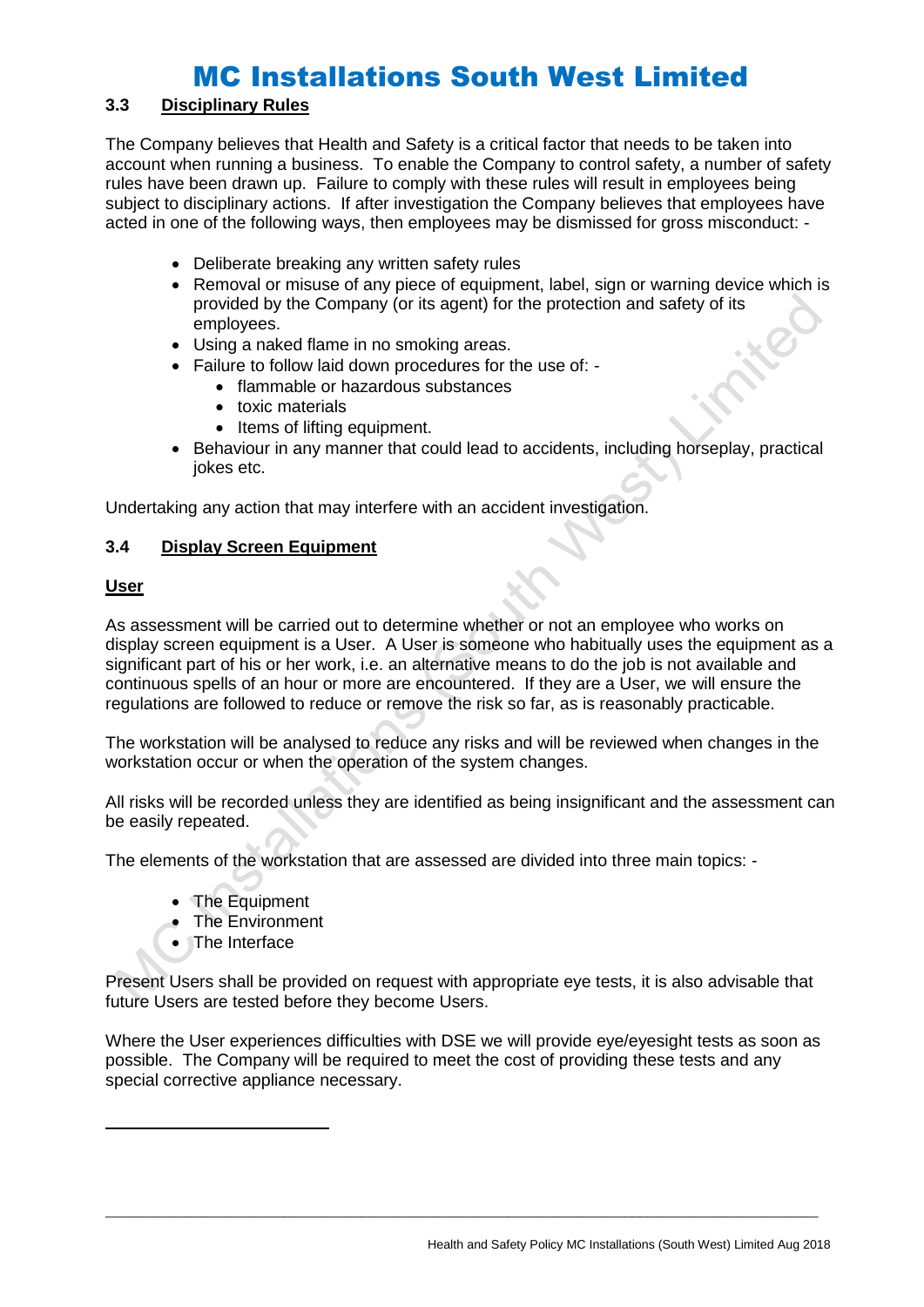### 3.3 Disciplinary Rules

The Company believes that Health and Safety is a critical factor that needs to be taken into account when running a business. To enable the Company to control safety, a number of safety rules have been drawn up. Failure to comply with these rules will result in employees being subject to disciplinary actions. If after investigation the Company believes that employees have acted in one of the following ways, then employees may be dismissed for gross misconduct: -

- Deliberate breaking any written safety rules
- Removal or misuse of any piece of equipment, label, sign or warning device which is provided by the Company (or its agent) for the protection and safety of its employees.
- Using a naked flame in no smoking areas.
- Failure to follow laid down procedures for the use of: -
  - flammable or hazardous substances
  - toxic materials
  - Items of lifting equipment.
- Behaviour in any manner that could lead to accidents, including horseplay, practical jokes etc.

Undertaking any action that may interfere with an accident investigation.

### 3.4 Display Screen Equipment

**User**

As assessment will be carried out to determine whether or not an employee who works on display screen equipment is a User. A User is someone who habitually uses the equipment as a significant part of his or her work, i.e. an alternative means to do the job is not available and continuous spells of an hour or more are encountered. If they are a User, we will ensure the regulations are followed to reduce or remove the risk so far, as is reasonably practicable.

The workstation will be analysed to reduce any risks and will be reviewed when changes in the workstation occur or when the operation of the system changes.

All risks will be recorded unless they are identified as being insignificant and the assessment can be easily repeated.

The elements of the workstation that are assessed are divided into three main topics: -

- The Equipment
- The Environment
- The Interface

Present Users shall be provided on request with appropriate eye tests, it is also advisable that future Users are tested before they become Users.

Where the User experiences difficulties with DSE we will provide eye/eyesight tests as soon as possible. The Company will be required to meet the cost of providing these tests and any special corrective appliance necessary.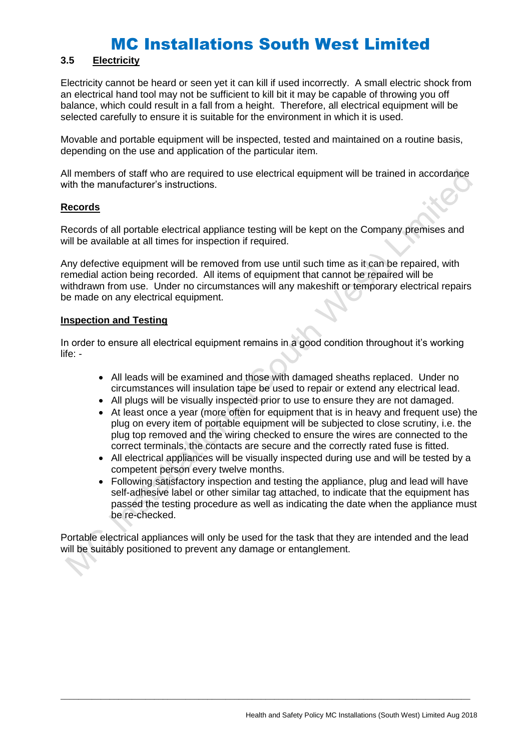### 3.5 Electricity

Electricity cannot be heard or seen yet it can kill if used incorrectly. A small electric shock from an electrical hand tool may not be sufficient to kill bit it may be capable of throwing you off balance, which could result in a fall from a height. Therefore, all electrical equipment will be selected carefully to ensure it is suitable for the environment in which it is used.

Movable and portable equipment will be inspected, tested and maintained on a routine basis, depending on the use and application of the particular item.

All members of staff who are required to use electrical equipment will be trained in accordance with the manufacturer's instructions.

**Records**

Records of all portable electrical appliance testing will be kept on the Company premises and will be available at all times for inspection if required.

Any defective equipment will be removed from use until such time as it can be repaired, with remedial action being recorded. All items of equipment that cannot be repaired will be withdrawn from use. Under no circumstances will any makeshift or temporary electrical repairs be made on any electrical equipment.

**Inspection and Testing**

In order to ensure all electrical equipment remains in a good condition throughout it's working life: -

- All leads will be examined and those with damaged sheaths replaced. Under no circumstances will insulation tape be used to repair or extend any electrical lead.
- All plugs will be visually inspected prior to use to ensure they are not damaged.
- At least once a year (more often for equipment that is in heavy and frequent use) the plug on every item of portable equipment will be subjected to close scrutiny, i.e. the plug top removed and the wiring checked to ensure the wires are connected to the correct terminals, the contacts are secure and the correctly rated fuse is fitted.
- All electrical appliances will be visually inspected during use and will be tested by a competent person every twelve months.
- Following satisfactory inspection and testing the appliance, plug and lead will have self-adhesive label or other similar tag attached, to indicate that the equipment has passed the testing procedure as well as indicating the date when the appliance must be re-checked.

Portable electrical appliances will only be used for the task that they are intended and the lead will be suitably positioned to prevent any damage or entanglement.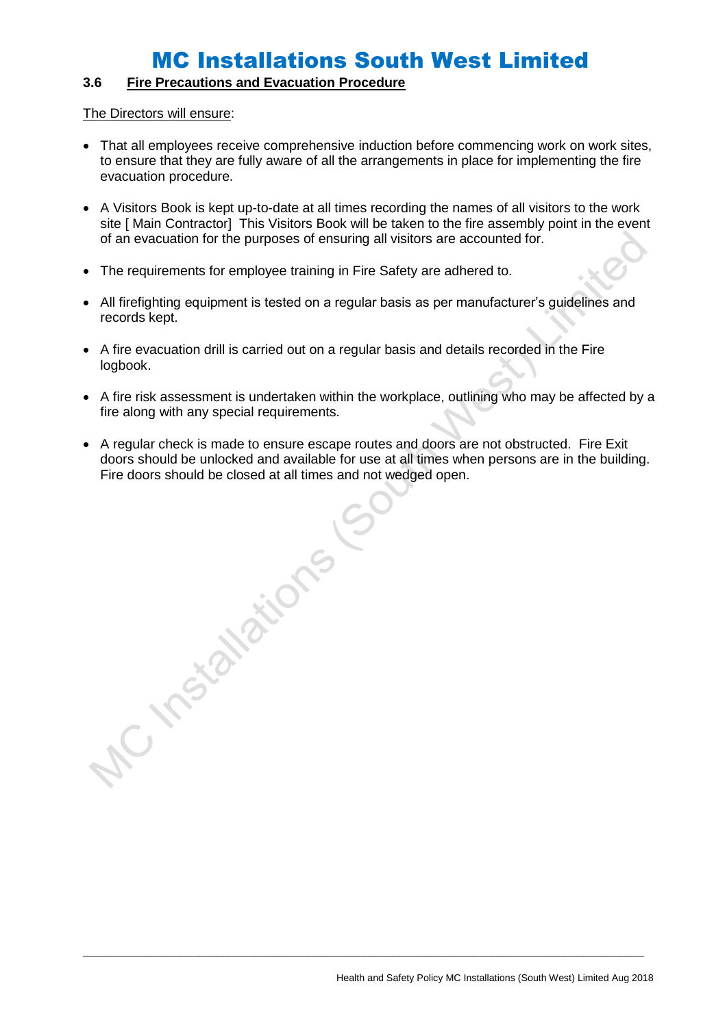### 3.6 Fire Precautions and Evacuation Procedure

The Directors will ensure:

- That all employees receive comprehensive induction before commencing work on work sites, to ensure that they are fully aware of all the arrangements in place for implementing the fire evacuation procedure.

- A Visitors Book is kept up-to-date at all times recording the names of all visitors to the work site [ Main Contractor]  This Visitors Book will be taken to the fire assembly point in the event of an evacuation for the purposes of ensuring all visitors are accounted for.

- The requirements for employee training in Fire Safety are adhered to.

- All firefighting equipment is tested on a regular basis as per manufacturer's guidelines and records kept.

- A fire evacuation drill is carried out on a regular basis and details recorded in the Fire logbook.

- A fire risk assessment is undertaken within the workplace, outlining who may be affected by a fire along with any special requirements.

- A regular check is made to ensure escape routes and doors are not obstructed.  Fire Exit doors should be unlocked and available for use at all times when persons are in the building. Fire doors should be closed at all times and not wedged open.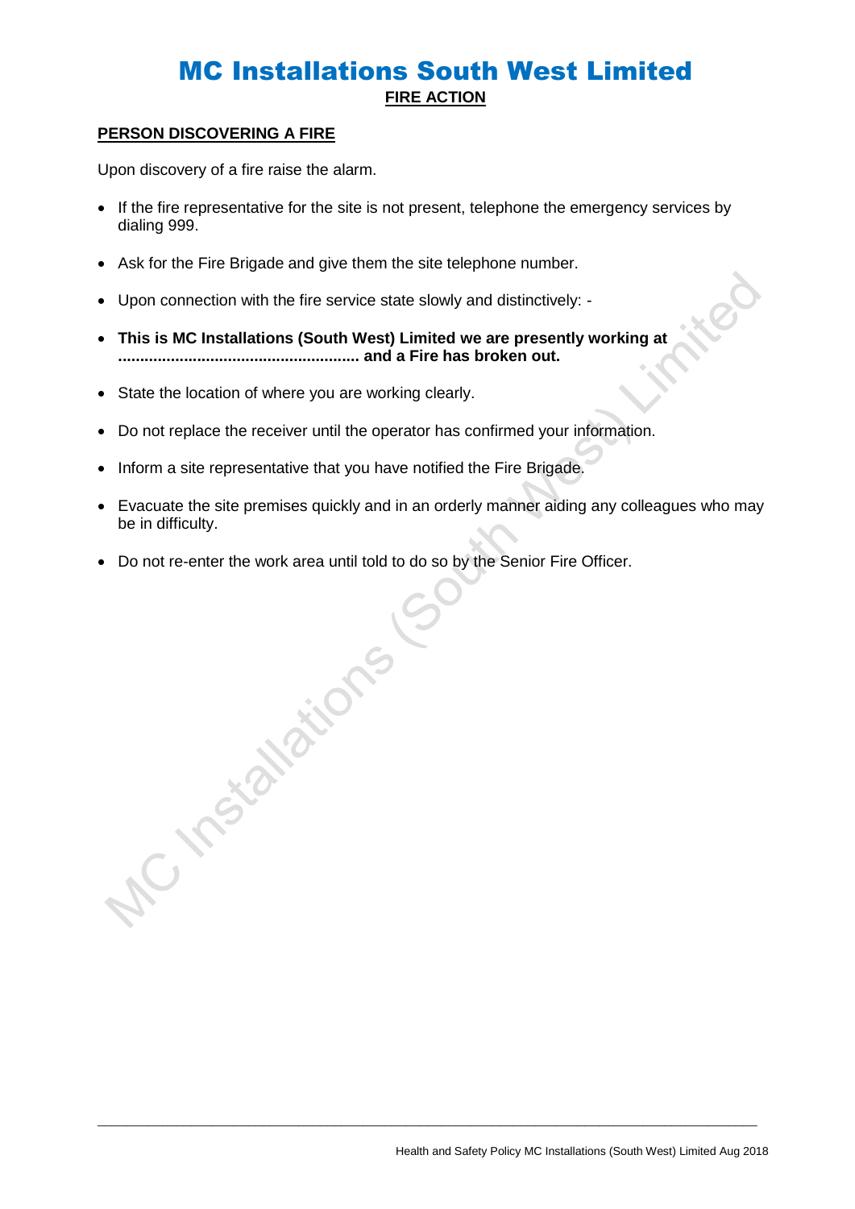# MC Installations South West Limited

**FIRE ACTION**

## PERSON DISCOVERING A FIRE

Upon discovery of a fire raise the alarm.

- If the fire representative for the site is not present, telephone the emergency services by dialing 999.
- Ask for the Fire Brigade and give them the site telephone number.
- Upon connection with the fire service state slowly and distinctively: -
- **This is MC Installations (South West) Limited we are presently working at ...................................................... and a Fire has broken out.**
- State the location of where you are working clearly.
- Do not replace the receiver until the operator has confirmed your information.
- Inform a site representative that you have notified the Fire Brigade.
- Evacuate the site premises quickly and in an orderly manner aiding any colleagues who may be in difficulty.
- Do not re-enter the work area until told to do so by the Senior Fire Officer.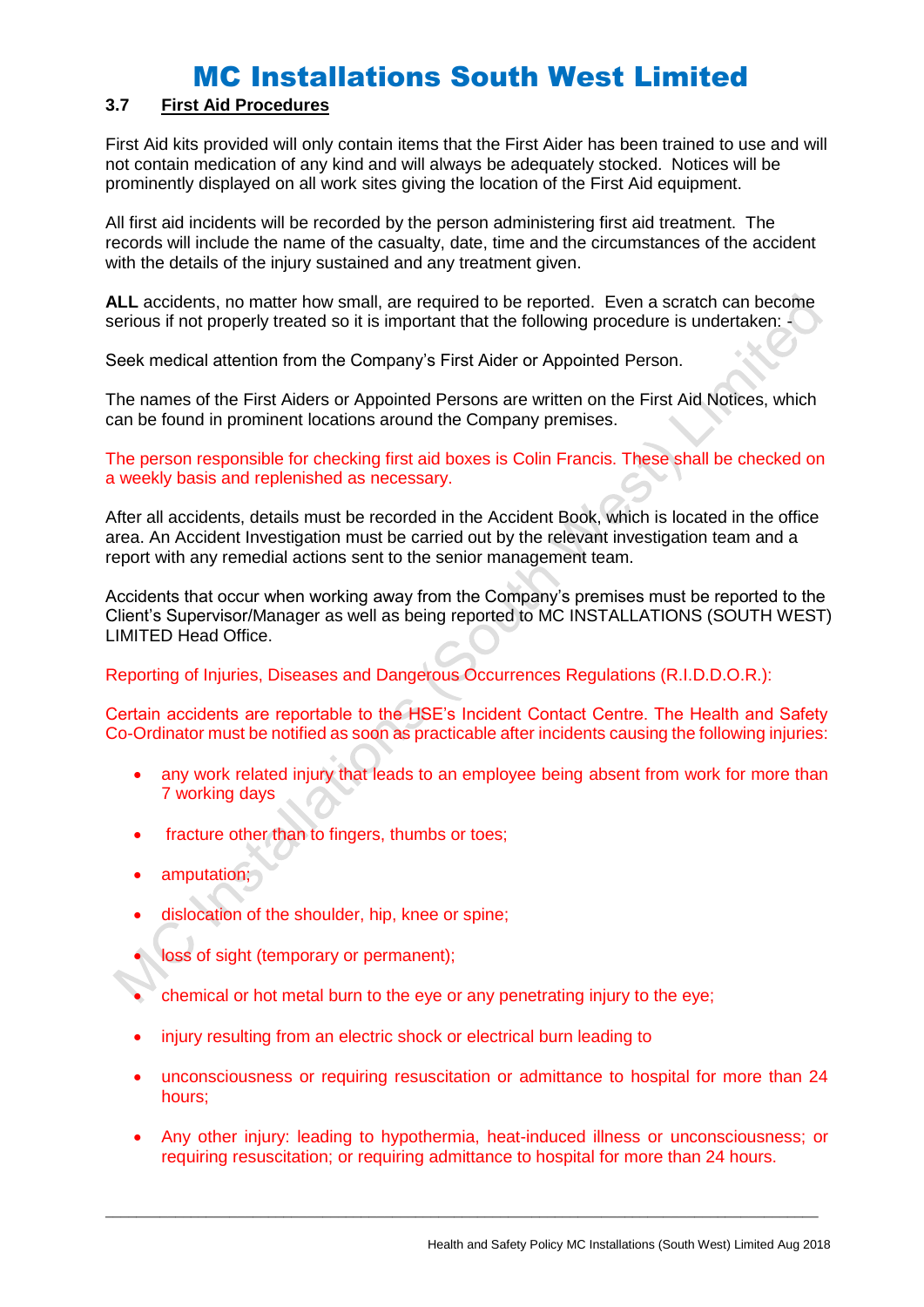# MC Installations South West Limited

## 3.7 First Aid Procedures

First Aid kits provided will only contain items that the First Aider has been trained to use and will not contain medication of any kind and will always be adequately stocked. Notices will be prominently displayed on all work sites giving the location of the First Aid equipment.

All first aid incidents will be recorded by the person administering first aid treatment. The records will include the name of the casualty, date, time and the circumstances of the accident with the details of the injury sustained and any treatment given.

**ALL** accidents, no matter how small, are required to be reported. Even a scratch can become serious if not properly treated so it is important that the following procedure is undertaken: -

Seek medical attention from the Company's First Aider or Appointed Person.

The names of the First Aiders or Appointed Persons are written on the First Aid Notices, which can be found in prominent locations around the Company premises.

The person responsible for checking first aid boxes is Colin Francis. These shall be checked on a weekly basis and replenished as necessary.

After all accidents, details must be recorded in the Accident Book, which is located in the office area. An Accident Investigation must be carried out by the relevant investigation team and a report with any remedial actions sent to the senior management team.

Accidents that occur when working away from the Company's premises must be reported to the Client's Supervisor/Manager as well as being reported to MC INSTALLATIONS (SOUTH WEST) LIMITED Head Office.

Reporting of Injuries, Diseases and Dangerous Occurrences Regulations (R.I.D.D.O.R.):

Certain accidents are reportable to the HSE's Incident Contact Centre. The Health and Safety Co-Ordinator must be notified as soon as practicable after incidents causing the following injuries:

- any work related injury that leads to an employee being absent from work for more than 7 working days
- fracture other than to fingers, thumbs or toes;
- amputation;
- dislocation of the shoulder, hip, knee or spine;
- loss of sight (temporary or permanent);
- chemical or hot metal burn to the eye or any penetrating injury to the eye;
- injury resulting from an electric shock or electrical burn leading to
- unconsciousness or requiring resuscitation or admittance to hospital for more than 24 hours;
- Any other injury: leading to hypothermia, heat-induced illness or unconsciousness; or requiring resuscitation; or requiring admittance to hospital for more than 24 hours.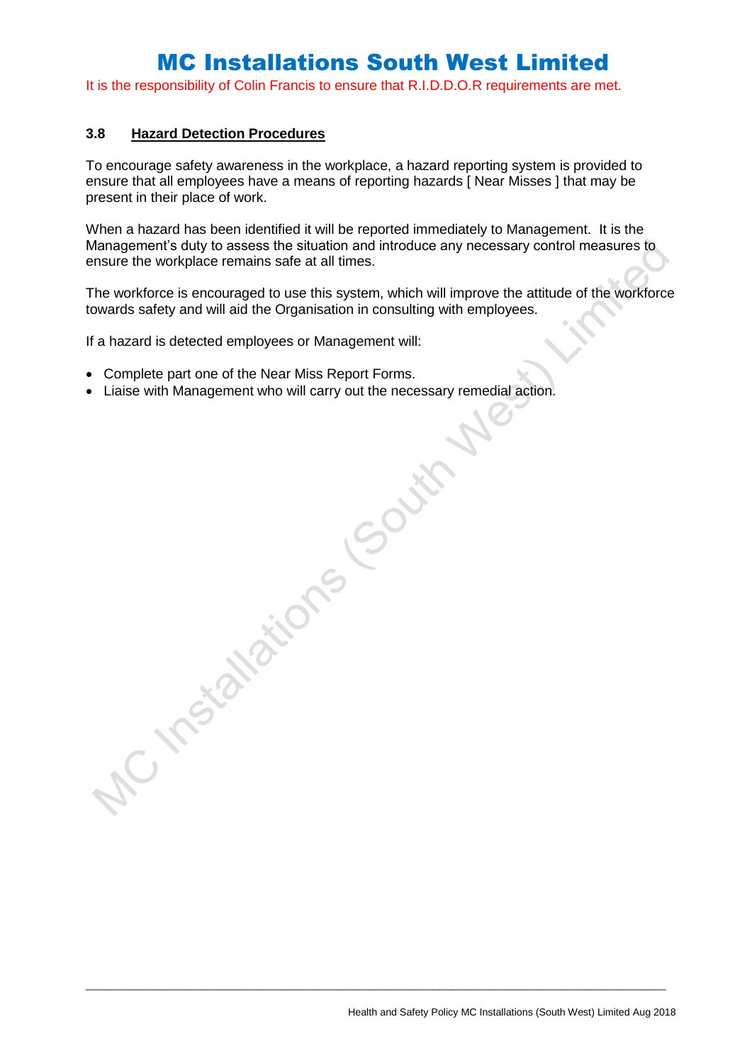### 3.8 Hazard Detection Procedures

To encourage safety awareness in the workplace, a hazard reporting system is provided to ensure that all employees have a means of reporting hazards [ Near Misses ] that may be present in their place of work.

When a hazard has been identified it will be reported immediately to Management. It is the Management's duty to assess the situation and introduce any necessary control measures to ensure the workplace remains safe at all times.

The workforce is encouraged to use this system, which will improve the attitude of the workforce towards safety and will aid the Organisation in consulting with employees.

If a hazard is detected employees or Management will:

- Complete part one of the Near Miss Report Forms.
- Liaise with Management who will carry out the necessary remedial action.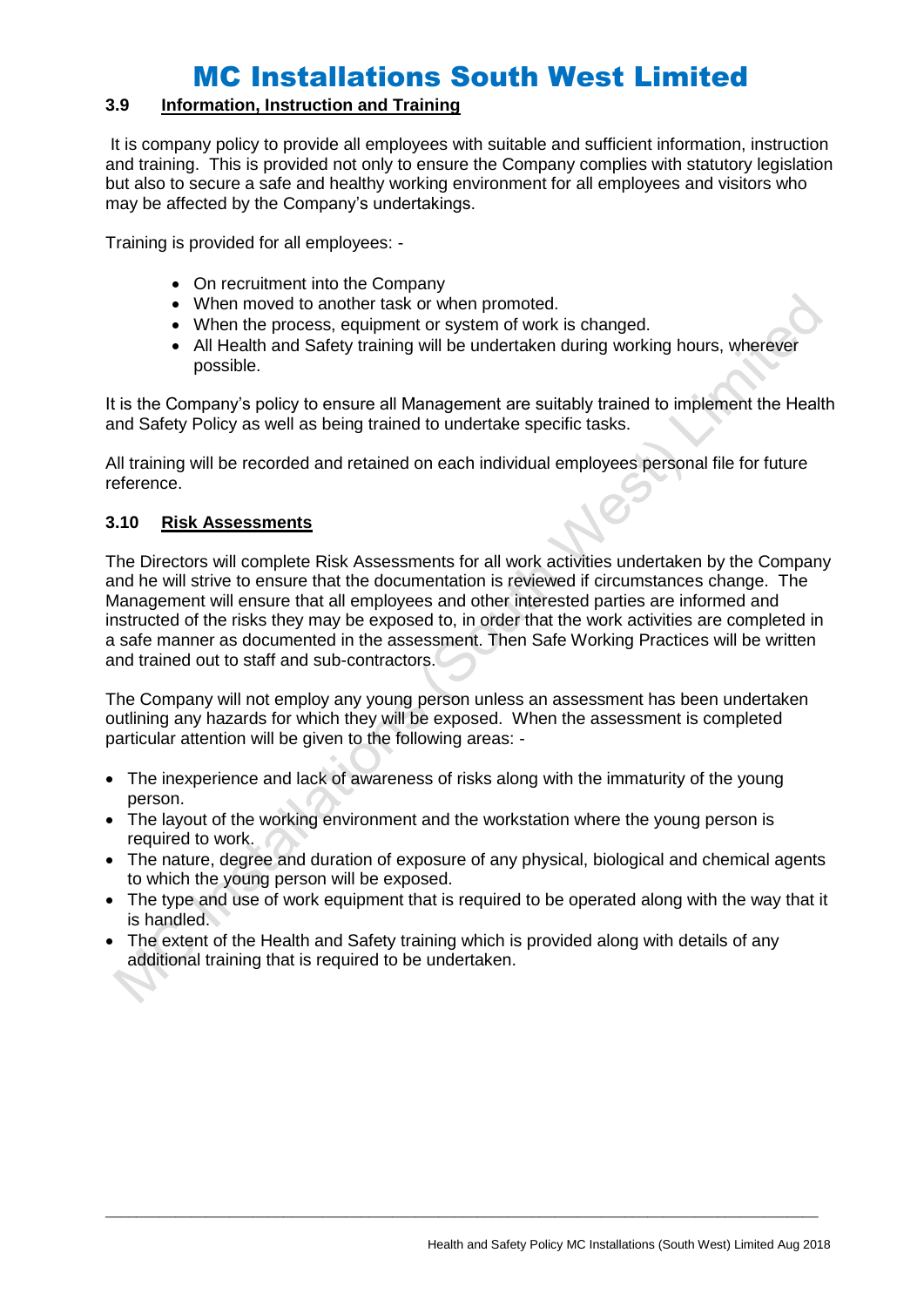### 3.9 Information, Instruction and Training

It is company policy to provide all employees with suitable and sufficient information, instruction and training. This is provided not only to ensure the Company complies with statutory legislation but also to secure a safe and healthy working environment for all employees and visitors who may be affected by the Company's undertakings.

Training is provided for all employees: -

- On recruitment into the Company
- When moved to another task or when promoted.
- When the process, equipment or system of work is changed.
- All Health and Safety training will be undertaken during working hours, wherever possible.

It is the Company's policy to ensure all Management are suitably trained to implement the Health and Safety Policy as well as being trained to undertake specific tasks.

All training will be recorded and retained on each individual employees personal file for future reference.

### 3.10 Risk Assessments

The Directors will complete Risk Assessments for all work activities undertaken by the Company and he will strive to ensure that the documentation is reviewed if circumstances change. The Management will ensure that all employees and other interested parties are informed and instructed of the risks they may be exposed to, in order that the work activities are completed in a safe manner as documented in the assessment. Then Safe Working Practices will be written and trained out to staff and sub-contractors.

The Company will not employ any young person unless an assessment has been undertaken outlining any hazards for which they will be exposed. When the assessment is completed particular attention will be given to the following areas: -

- The inexperience and lack of awareness of risks along with the immaturity of the young person.
- The layout of the working environment and the workstation where the young person is required to work.
- The nature, degree and duration of exposure of any physical, biological and chemical agents to which the young person will be exposed.
- The type and use of work equipment that is required to be operated along with the way that it is handled.
- The extent of the Health and Safety training which is provided along with details of any additional training that is required to be undertaken.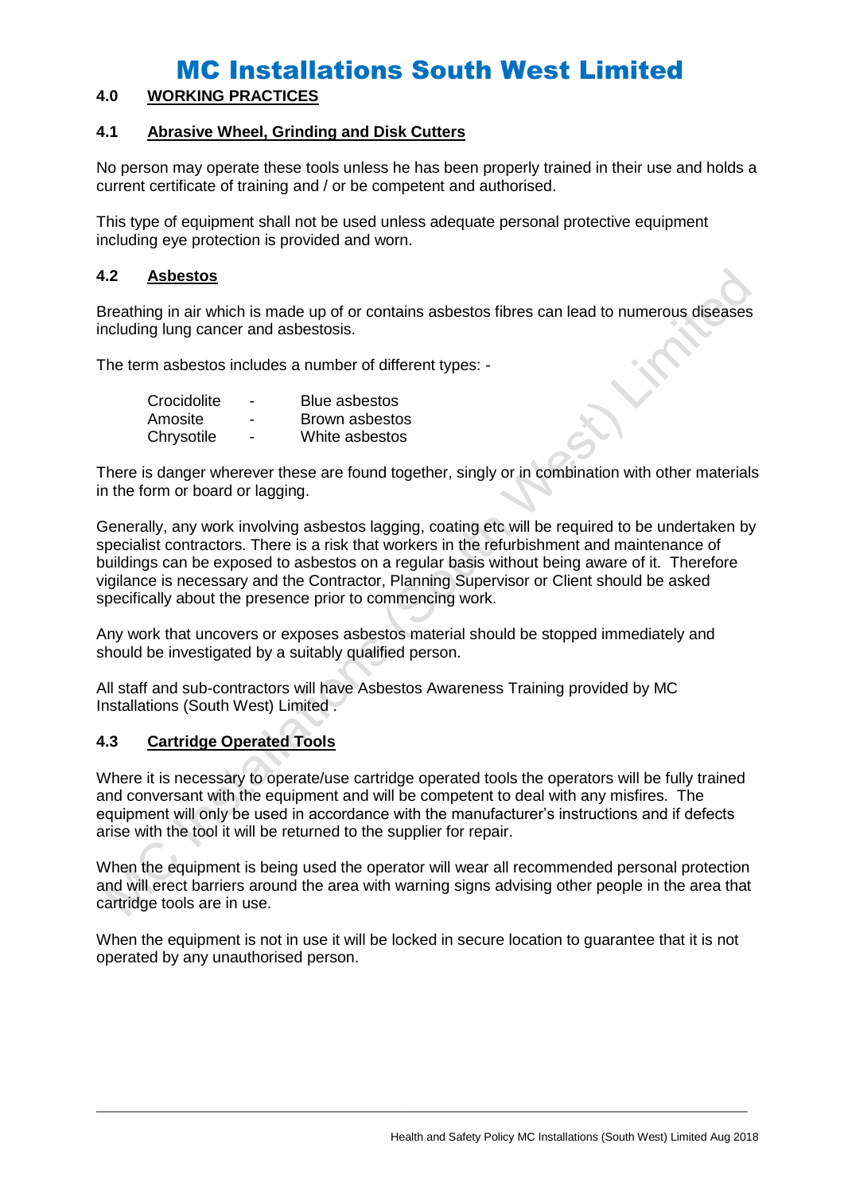## 4.0 WORKING PRACTICES

### 4.1 Abrasive Wheel, Grinding and Disk Cutters

No person may operate these tools unless he has been properly trained in their use and holds a current certificate of training and / or be competent and authorised.

This type of equipment shall not be used unless adequate personal protective equipment including eye protection is provided and worn.

### 4.2 Asbestos

Breathing in air which is made up of or contains asbestos fibres can lead to numerous diseases including lung cancer and asbestosis.

The term asbestos includes a number of different types: -

| | | |
|---|---|---|
| Crocidolite | - | Blue asbestos |
| Amosite | - | Brown asbestos |
| Chrysotile | - | White asbestos |

There is danger wherever these are found together, singly or in combination with other materials in the form or board or lagging.

Generally, any work involving asbestos lagging, coating etc will be required to be undertaken by specialist contractors. There is a risk that workers in the refurbishment and maintenance of buildings can be exposed to asbestos on a regular basis without being aware of it. Therefore vigilance is necessary and the Contractor, Planning Supervisor or Client should be asked specifically about the presence prior to commencing work.

Any work that uncovers or exposes asbestos material should be stopped immediately and should be investigated by a suitably qualified person.

All staff and sub-contractors will have Asbestos Awareness Training provided by MC Installations (South West) Limited .

### 4.3 Cartridge Operated Tools

Where it is necessary to operate/use cartridge operated tools the operators will be fully trained and conversant with the equipment and will be competent to deal with any misfires. The equipment will only be used in accordance with the manufacturer's instructions and if defects arise with the tool it will be returned to the supplier for repair.

When the equipment is being used the operator will wear all recommended personal protection and will erect barriers around the area with warning signs advising other people in the area that cartridge tools are in use.

When the equipment is not in use it will be locked in secure location to guarantee that it is not operated by any unauthorised person.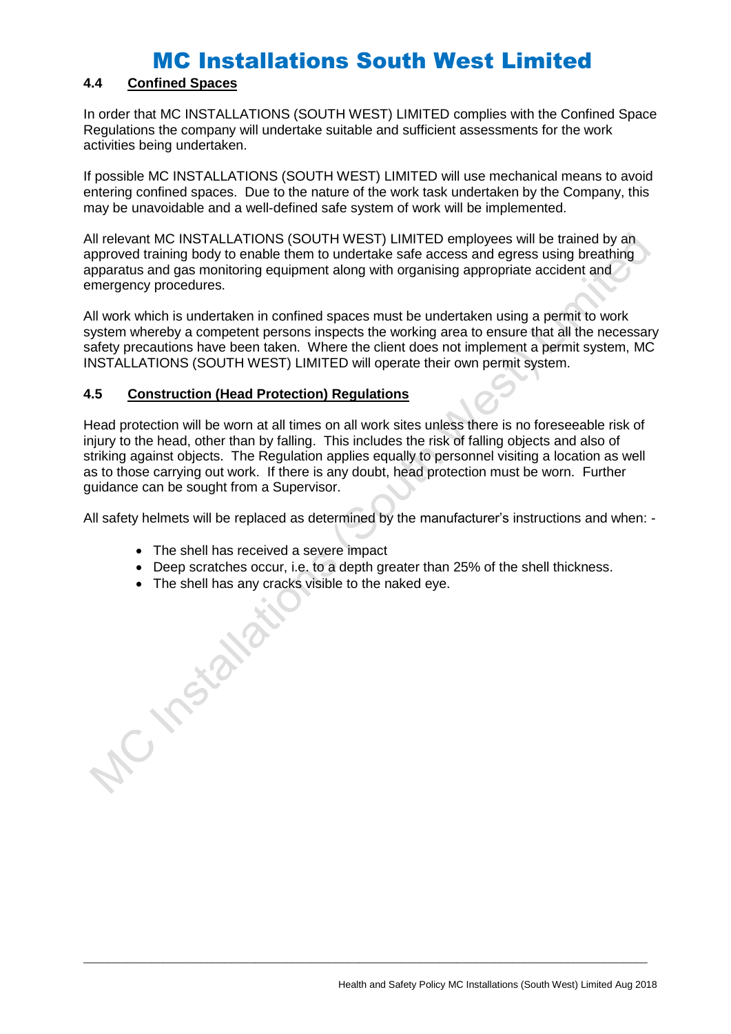### 4.4 Confined Spaces

In order that MC INSTALLATIONS (SOUTH WEST) LIMITED complies with the Confined Space Regulations the company will undertake suitable and sufficient assessments for the work activities being undertaken.

If possible MC INSTALLATIONS (SOUTH WEST) LIMITED will use mechanical means to avoid entering confined spaces. Due to the nature of the work task undertaken by the Company, this may be unavoidable and a well-defined safe system of work will be implemented.

All relevant MC INSTALLATIONS (SOUTH WEST) LIMITED employees will be trained by an approved training body to enable them to undertake safe access and egress using breathing apparatus and gas monitoring equipment along with organising appropriate accident and emergency procedures.

All work which is undertaken in confined spaces must be undertaken using a permit to work system whereby a competent persons inspects the working area to ensure that all the necessary safety precautions have been taken. Where the client does not implement a permit system, MC INSTALLATIONS (SOUTH WEST) LIMITED will operate their own permit system.

### 4.5 Construction (Head Protection) Regulations

Head protection will be worn at all times on all work sites unless there is no foreseeable risk of injury to the head, other than by falling. This includes the risk of falling objects and also of striking against objects. The Regulation applies equally to personnel visiting a location as well as to those carrying out work. If there is any doubt, head protection must be worn. Further guidance can be sought from a Supervisor.

All safety helmets will be replaced as determined by the manufacturer's instructions and when: -

- The shell has received a severe impact
- Deep scratches occur, i.e. to a depth greater than 25% of the shell thickness.
- The shell has any cracks visible to the naked eye.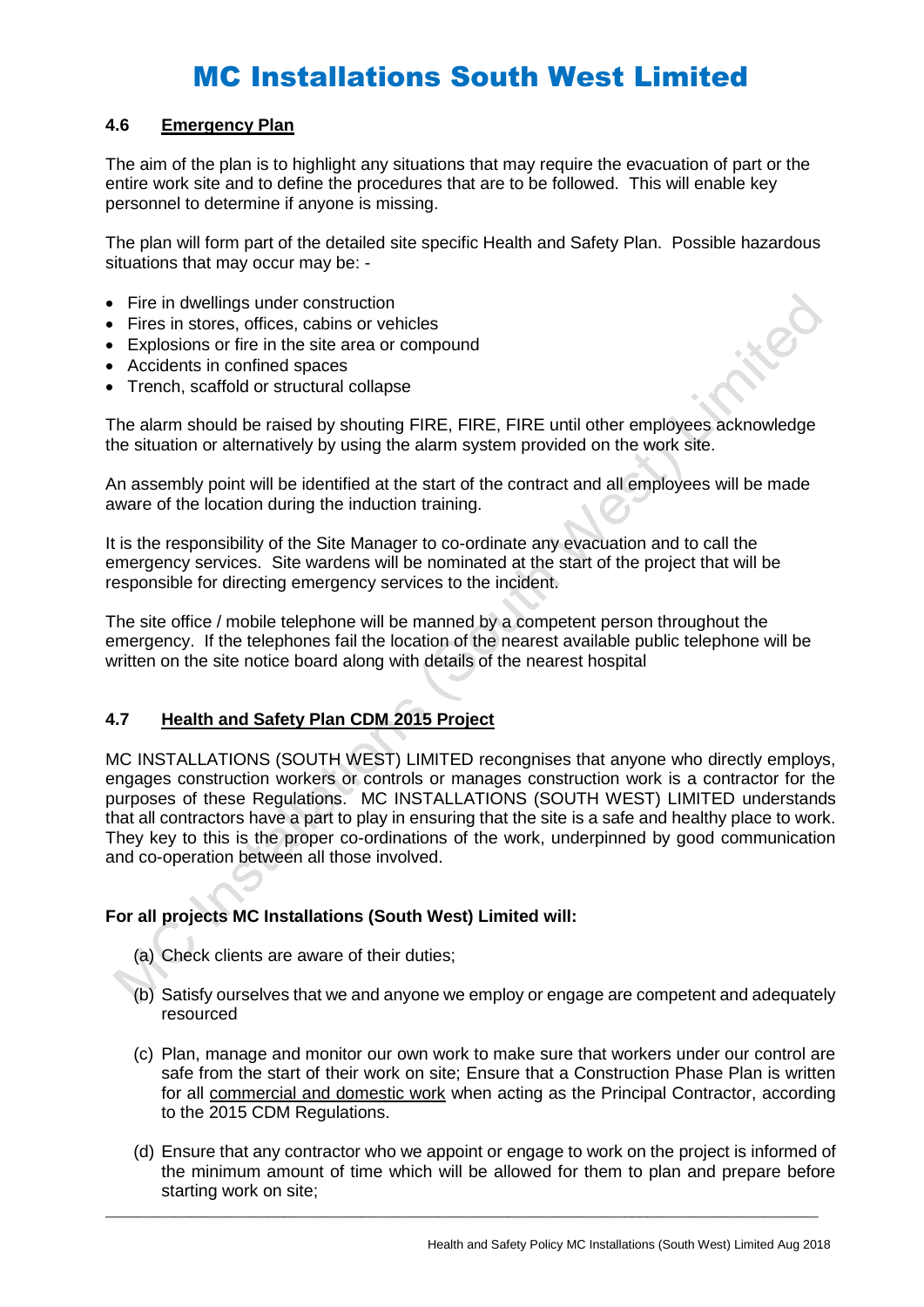### 4.6 Emergency Plan

The aim of the plan is to highlight any situations that may require the evacuation of part or the entire work site and to define the procedures that are to be followed. This will enable key personnel to determine if anyone is missing.

The plan will form part of the detailed site specific Health and Safety Plan. Possible hazardous situations that may occur may be: -

- Fire in dwellings under construction
- Fires in stores, offices, cabins or vehicles
- Explosions or fire in the site area or compound
- Accidents in confined spaces
- Trench, scaffold or structural collapse

The alarm should be raised by shouting FIRE, FIRE, FIRE until other employees acknowledge the situation or alternatively by using the alarm system provided on the work site.

An assembly point will be identified at the start of the contract and all employees will be made aware of the location during the induction training.

It is the responsibility of the Site Manager to co-ordinate any evacuation and to call the emergency services. Site wardens will be nominated at the start of the project that will be responsible for directing emergency services to the incident.

The site office / mobile telephone will be manned by a competent person throughout the emergency. If the telephones fail the location of the nearest available public telephone will be written on the site notice board along with details of the nearest hospital

### 4.7 Health and Safety Plan CDM 2015 Project

MC INSTALLATIONS (SOUTH WEST) LIMITED recongnises that anyone who directly employs, engages construction workers or controls or manages construction work is a contractor for the purposes of these Regulations. MC INSTALLATIONS (SOUTH WEST) LIMITED understands that all contractors have a part to play in ensuring that the site is a safe and healthy place to work. They key to this is the proper co-ordinations of the work, underpinned by good communication and co-operation between all those involved.

**For all projects MC Installations (South West) Limited will:**

(a) Check clients are aware of their duties;

(b) Satisfy ourselves that we and anyone we employ or engage are competent and adequately resourced

(c) Plan, manage and monitor our own work to make sure that workers under our control are safe from the start of their work on site; Ensure that a Construction Phase Plan is written for all commercial and domestic work when acting as the Principal Contractor, according to the 2015 CDM Regulations.

(d) Ensure that any contractor who we appoint or engage to work on the project is informed of the minimum amount of time which will be allowed for them to plan and prepare before starting work on site;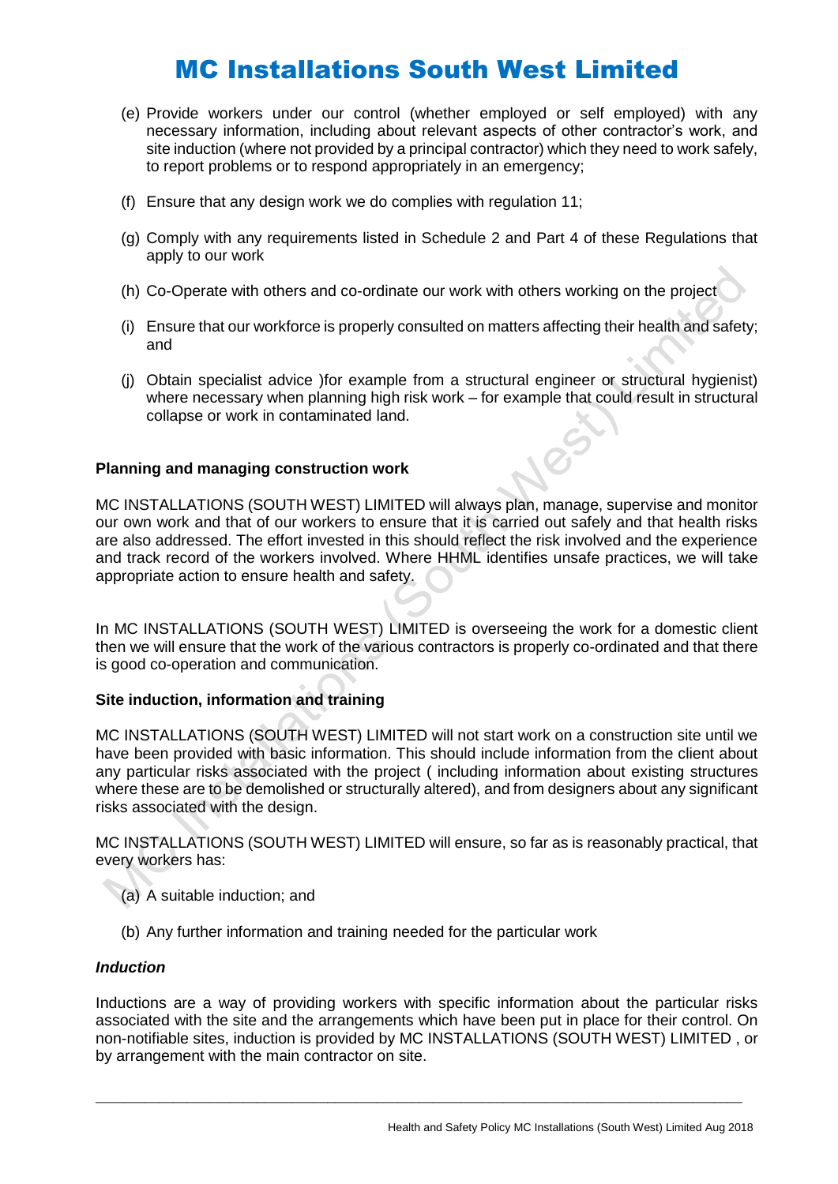(e) Provide workers under our control (whether employed or self employed) with any necessary information, including about relevant aspects of other contractor's work, and site induction (where not provided by a principal contractor) which they need to work safely, to report problems or to respond appropriately in an emergency;

(f) Ensure that any design work we do complies with regulation 11;

(g) Comply with any requirements listed in Schedule 2 and Part 4 of these Regulations that apply to our work

(h) Co-Operate with others and co-ordinate our work with others working on the project

(i) Ensure that our workforce is properly consulted on matters affecting their health and safety; and

(j) Obtain specialist advice )for example from a structural engineer or structural hygienist) where necessary when planning high risk work – for example that could result in structural collapse or work in contaminated land.

**Planning and managing construction work**

MC INSTALLATIONS (SOUTH WEST) LIMITED will always plan, manage, supervise and monitor our own work and that of our workers to ensure that it is carried out safely and that health risks are also addressed. The effort invested in this should reflect the risk involved and the experience and track record of the workers involved. Where HHML identifies unsafe practices, we will take appropriate action to ensure health and safety.

In MC INSTALLATIONS (SOUTH WEST) LIMITED is overseeing the work for a domestic client then we will ensure that the work of the various contractors is properly co-ordinated and that there is good co-operation and communication.

**Site induction, information and training**

MC INSTALLATIONS (SOUTH WEST) LIMITED will not start work on a construction site until we have been provided with basic information. This should include information from the client about any particular risks associated with the project ( including information about existing structures where these are to be demolished or structurally altered), and from designers about any significant risks associated with the design.

MC INSTALLATIONS (SOUTH WEST) LIMITED will ensure, so far as is reasonably practical, that every workers has:

(a) A suitable induction; and

(b) Any further information and training needed for the particular work

***Induction***

Inductions are a way of providing workers with specific information about the particular risks associated with the site and the arrangements which have been put in place for their control. On non-notifiable sites, induction is provided by MC INSTALLATIONS (SOUTH WEST) LIMITED , or by arrangement with the main contractor on site.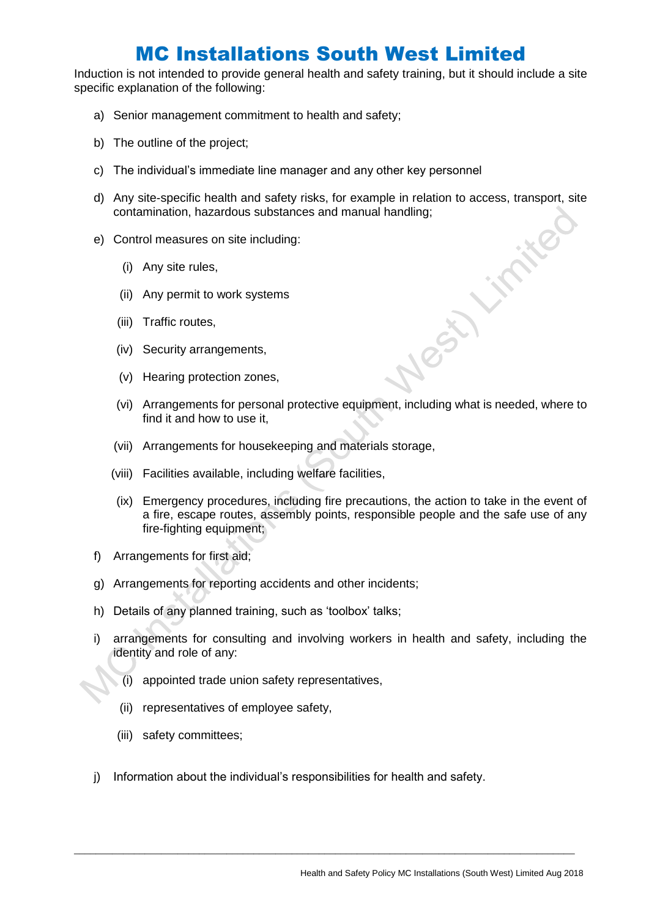# MC Installations South West Limited

Induction is not intended to provide general health and safety training, but it should include a site specific explanation of the following:

a) Senior management commitment to health and safety;

b) The outline of the project;

c) The individual's immediate line manager and any other key personnel

d) Any site-specific health and safety risks, for example in relation to access, transport, site contamination, hazardous substances and manual handling;

e) Control measures on site including:

   (i) Any site rules,

   (ii) Any permit to work systems

   (iii) Traffic routes,

   (iv) Security arrangements,

   (v) Hearing protection zones,

   (vi) Arrangements for personal protective equipment, including what is needed, where to find it and how to use it,

   (vii) Arrangements for housekeeping and materials storage,

   (viii) Facilities available, including welfare facilities,

   (ix) Emergency procedures, including fire precautions, the action to take in the event of a fire, escape routes, assembly points, responsible people and the safe use of any fire-fighting equipment;

f) Arrangements for first aid;

g) Arrangements for reporting accidents and other incidents;

h) Details of any planned training, such as 'toolbox' talks;

i) arrangements for consulting and involving workers in health and safety, including the identity and role of any:

   (i) appointed trade union safety representatives,

   (ii) representatives of employee safety,

   (iii) safety committees;

j) Information about the individual's responsibilities for health and safety.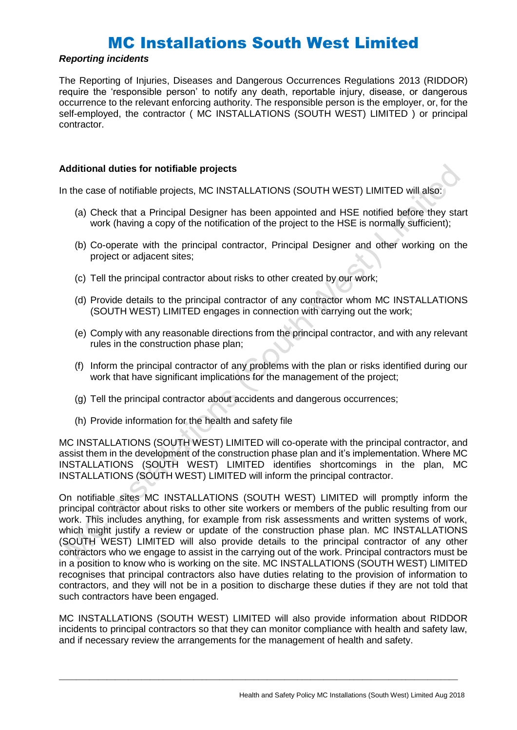*Reporting incidents*

The Reporting of Injuries, Diseases and Dangerous Occurrences Regulations 2013 (RIDDOR) require the 'responsible person' to notify any death, reportable injury, disease, or dangerous occurrence to the relevant enforcing authority. The responsible person is the employer, or, for the self-employed, the contractor ( MC INSTALLATIONS (SOUTH WEST) LIMITED ) or principal contractor.

**Additional duties for notifiable projects**

In the case of notifiable projects, MC INSTALLATIONS (SOUTH WEST) LIMITED will also:

(a) Check that a Principal Designer has been appointed and HSE notified before they start work (having a copy of the notification of the project to the HSE is normally sufficient);

(b) Co-operate with the principal contractor, Principal Designer and other working on the project or adjacent sites;

(c) Tell the principal contractor about risks to other created by our work;

(d) Provide details to the principal contractor of any contractor whom MC INSTALLATIONS (SOUTH WEST) LIMITED engages in connection with carrying out the work;

(e) Comply with any reasonable directions from the principal contractor, and with any relevant rules in the construction phase plan;

(f) Inform the principal contractor of any problems with the plan or risks identified during our work that have significant implications for the management of the project;

(g) Tell the principal contractor about accidents and dangerous occurrences;

(h) Provide information for the health and safety file

MC INSTALLATIONS (SOUTH WEST) LIMITED will co-operate with the principal contractor, and assist them in the development of the construction phase plan and it's implementation. Where MC INSTALLATIONS (SOUTH WEST) LIMITED identifies shortcomings in the plan, MC INSTALLATIONS (SOUTH WEST) LIMITED will inform the principal contractor.

On notifiable sites MC INSTALLATIONS (SOUTH WEST) LIMITED will promptly inform the principal contractor about risks to other site workers or members of the public resulting from our work. This includes anything, for example from risk assessments and written systems of work, which might justify a review or update of the construction phase plan. MC INSTALLATIONS (SOUTH WEST) LIMITED will also provide details to the principal contractor of any other contractors who we engage to assist in the carrying out of the work. Principal contractors must be in a position to know who is working on the site. MC INSTALLATIONS (SOUTH WEST) LIMITED recognises that principal contractors also have duties relating to the provision of information to contractors, and they will not be in a position to discharge these duties if they are not told that such contractors have been engaged.

MC INSTALLATIONS (SOUTH WEST) LIMITED will also provide information about RIDDOR incidents to principal contractors so that they can monitor compliance with health and safety law, and if necessary review the arrangements for the management of health and safety.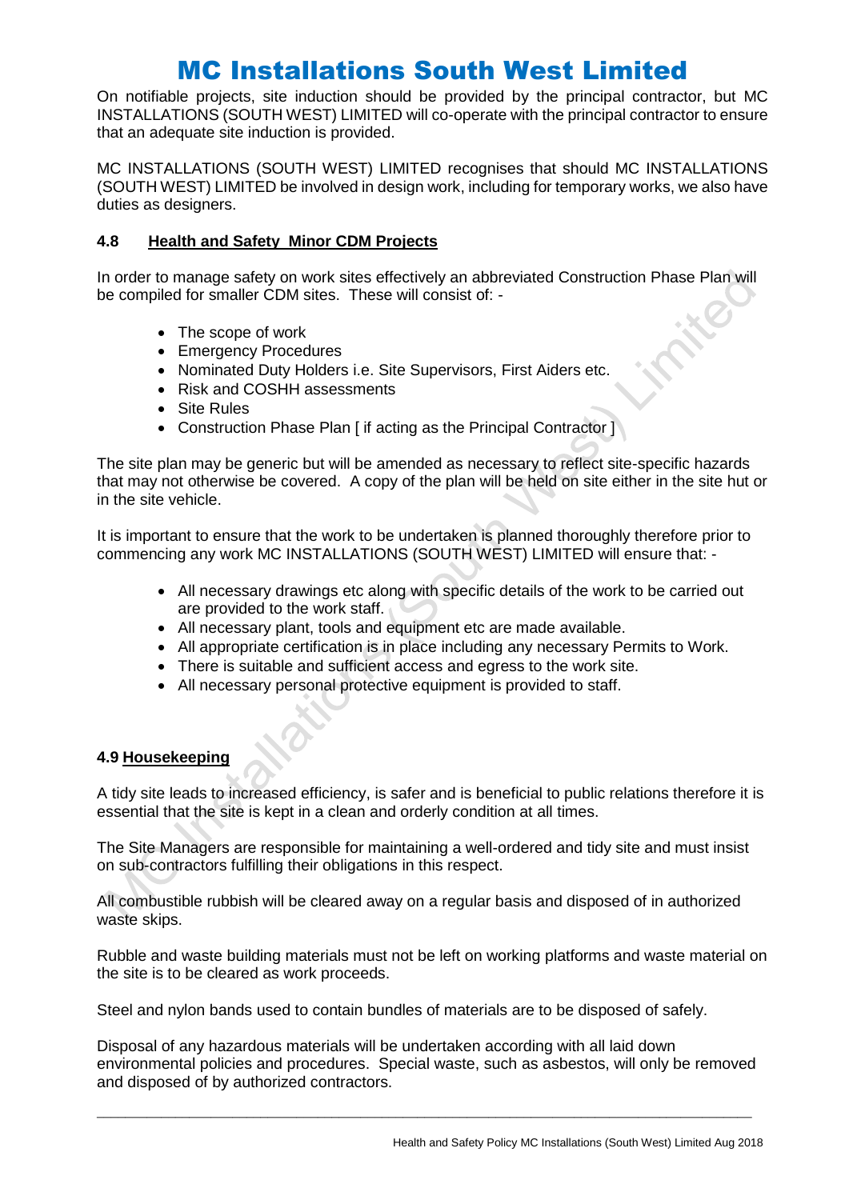On notifiable projects, site induction should be provided by the principal contractor, but MC INSTALLATIONS (SOUTH WEST) LIMITED will co-operate with the principal contractor to ensure that an adequate site induction is provided.

MC INSTALLATIONS (SOUTH WEST) LIMITED recognises that should MC INSTALLATIONS (SOUTH WEST) LIMITED be involved in design work, including for temporary works, we also have duties as designers.

### 4.8 Health and Safety Minor CDM Projects

In order to manage safety on work sites effectively an abbreviated Construction Phase Plan will be compiled for smaller CDM sites. These will consist of: -

- The scope of work
- Emergency Procedures
- Nominated Duty Holders i.e. Site Supervisors, First Aiders etc.
- Risk and COSHH assessments
- Site Rules
- Construction Phase Plan [ if acting as the Principal Contractor ]

The site plan may be generic but will be amended as necessary to reflect site-specific hazards that may not otherwise be covered. A copy of the plan will be held on site either in the site hut or in the site vehicle.

It is important to ensure that the work to be undertaken is planned thoroughly therefore prior to commencing any work MC INSTALLATIONS (SOUTH WEST) LIMITED will ensure that: -

- All necessary drawings etc along with specific details of the work to be carried out are provided to the work staff.
- All necessary plant, tools and equipment etc are made available.
- All appropriate certification is in place including any necessary Permits to Work.
- There is suitable and sufficient access and egress to the work site.
- All necessary personal protective equipment is provided to staff.

### 4.9 Housekeeping

A tidy site leads to increased efficiency, is safer and is beneficial to public relations therefore it is essential that the site is kept in a clean and orderly condition at all times.

The Site Managers are responsible for maintaining a well-ordered and tidy site and must insist on sub-contractors fulfilling their obligations in this respect.

All combustible rubbish will be cleared away on a regular basis and disposed of in authorized waste skips.

Rubble and waste building materials must not be left on working platforms and waste material on the site is to be cleared as work proceeds.

Steel and nylon bands used to contain bundles of materials are to be disposed of safely.

Disposal of any hazardous materials will be undertaken according with all laid down environmental policies and procedures. Special waste, such as asbestos, will only be removed and disposed of by authorized contractors.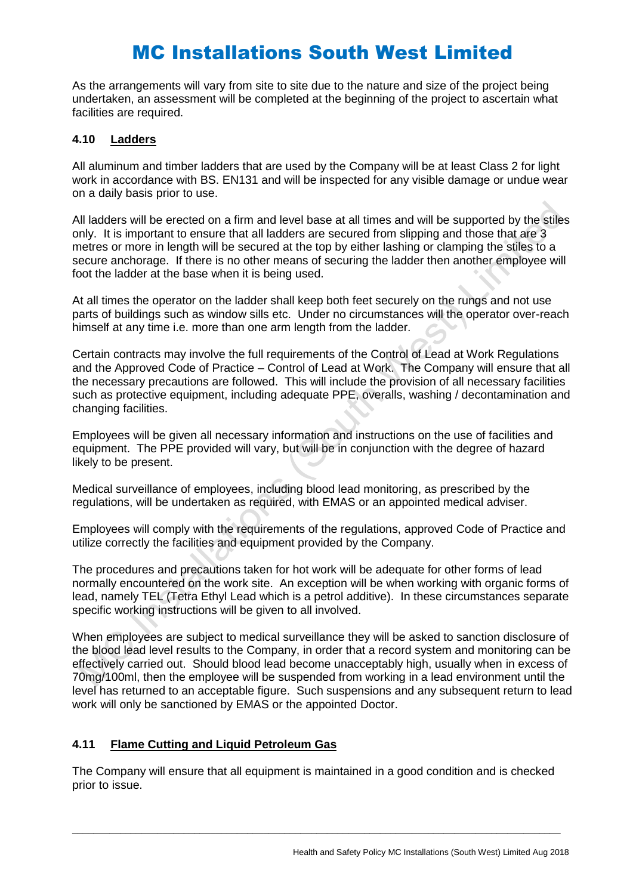As the arrangements will vary from site to site due to the nature and size of the project being undertaken, an assessment will be completed at the beginning of the project to ascertain what facilities are required.

### 4.10 Ladders

All aluminum and timber ladders that are used by the Company will be at least Class 2 for light work in accordance with BS. EN131 and will be inspected for any visible damage or undue wear on a daily basis prior to use.

All ladders will be erected on a firm and level base at all times and will be supported by the stiles only. It is important to ensure that all ladders are secured from slipping and those that are 3 metres or more in length will be secured at the top by either lashing or clamping the stiles to a secure anchorage. If there is no other means of securing the ladder then another employee will foot the ladder at the base when it is being used.

At all times the operator on the ladder shall keep both feet securely on the rungs and not use parts of buildings such as window sills etc. Under no circumstances will the operator over-reach himself at any time i.e. more than one arm length from the ladder.

Certain contracts may involve the full requirements of the Control of Lead at Work Regulations and the Approved Code of Practice – Control of Lead at Work. The Company will ensure that all the necessary precautions are followed. This will include the provision of all necessary facilities such as protective equipment, including adequate PPE, overalls, washing / decontamination and changing facilities.

Employees will be given all necessary information and instructions on the use of facilities and equipment. The PPE provided will vary, but will be in conjunction with the degree of hazard likely to be present.

Medical surveillance of employees, including blood lead monitoring, as prescribed by the regulations, will be undertaken as required, with EMAS or an appointed medical adviser.

Employees will comply with the requirements of the regulations, approved Code of Practice and utilize correctly the facilities and equipment provided by the Company.

The procedures and precautions taken for hot work will be adequate for other forms of lead normally encountered on the work site. An exception will be when working with organic forms of lead, namely TEL (Tetra Ethyl Lead which is a petrol additive). In these circumstances separate specific working instructions will be given to all involved.

When employees are subject to medical surveillance they will be asked to sanction disclosure of the blood lead level results to the Company, in order that a record system and monitoring can be effectively carried out. Should blood lead become unacceptably high, usually when in excess of 70mg/100ml, then the employee will be suspended from working in a lead environment until the level has returned to an acceptable figure. Such suspensions and any subsequent return to lead work will only be sanctioned by EMAS or the appointed Doctor.

### 4.11 Flame Cutting and Liquid Petroleum Gas

The Company will ensure that all equipment is maintained in a good condition and is checked prior to issue.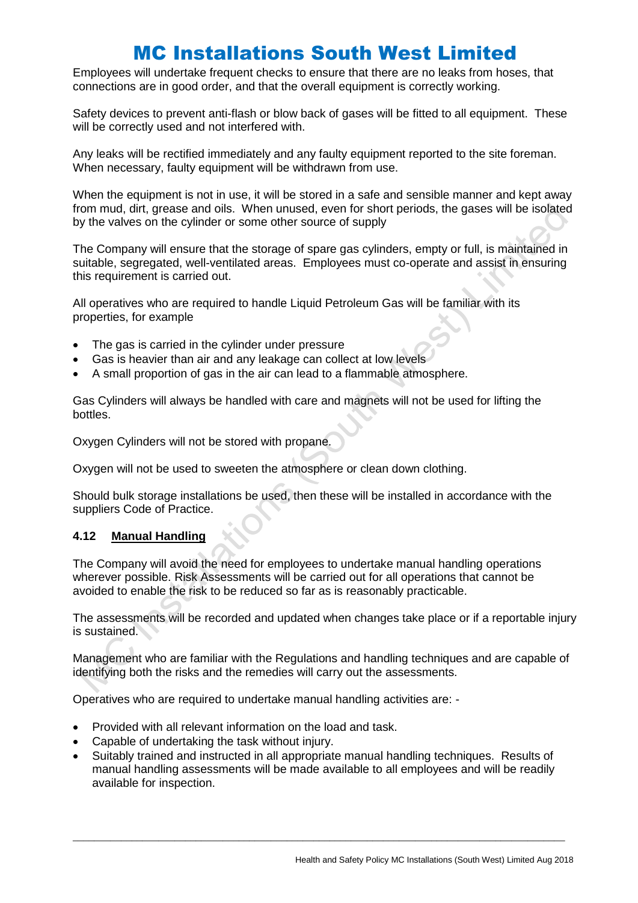Employees will undertake frequent checks to ensure that there are no leaks from hoses, that connections are in good order, and that the overall equipment is correctly working.

Safety devices to prevent anti-flash or blow back of gases will be fitted to all equipment. These will be correctly used and not interfered with.

Any leaks will be rectified immediately and any faulty equipment reported to the site foreman. When necessary, faulty equipment will be withdrawn from use.

When the equipment is not in use, it will be stored in a safe and sensible manner and kept away from mud, dirt, grease and oils. When unused, even for short periods, the gases will be isolated by the valves on the cylinder or some other source of supply

The Company will ensure that the storage of spare gas cylinders, empty or full, is maintained in suitable, segregated, well-ventilated areas. Employees must co-operate and assist in ensuring this requirement is carried out.

All operatives who are required to handle Liquid Petroleum Gas will be familiar with its properties, for example

- The gas is carried in the cylinder under pressure
- Gas is heavier than air and any leakage can collect at low levels
- A small proportion of gas in the air can lead to a flammable atmosphere.

Gas Cylinders will always be handled with care and magnets will not be used for lifting the bottles.

Oxygen Cylinders will not be stored with propane.

Oxygen will not be used to sweeten the atmosphere or clean down clothing.

Should bulk storage installations be used, then these will be installed in accordance with the suppliers Code of Practice.

### 4.12 Manual Handling

The Company will avoid the need for employees to undertake manual handling operations wherever possible. Risk Assessments will be carried out for all operations that cannot be avoided to enable the risk to be reduced so far as is reasonably practicable.

The assessments will be recorded and updated when changes take place or if a reportable injury is sustained.

Management who are familiar with the Regulations and handling techniques and are capable of identifying both the risks and the remedies will carry out the assessments.

Operatives who are required to undertake manual handling activities are: -

- Provided with all relevant information on the load and task.
- Capable of undertaking the task without injury.
- Suitably trained and instructed in all appropriate manual handling techniques. Results of manual handling assessments will be made available to all employees and will be readily available for inspection.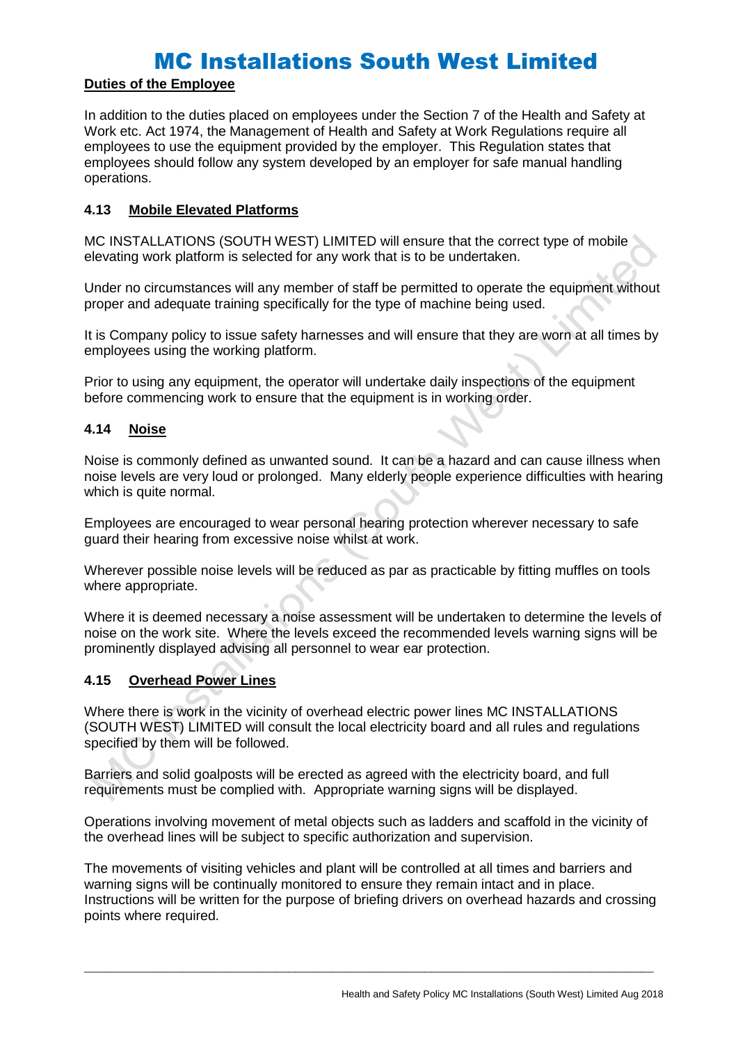**Duties of the Employee**

In addition to the duties placed on employees under the Section 7 of the Health and Safety at Work etc. Act 1974, the Management of Health and Safety at Work Regulations require all employees to use the equipment provided by the employer. This Regulation states that employees should follow any system developed by an employer for safe manual handling operations.

### 4.13 Mobile Elevated Platforms

MC INSTALLATIONS (SOUTH WEST) LIMITED will ensure that the correct type of mobile elevating work platform is selected for any work that is to be undertaken.

Under no circumstances will any member of staff be permitted to operate the equipment without proper and adequate training specifically for the type of machine being used.

It is Company policy to issue safety harnesses and will ensure that they are worn at all times by employees using the working platform.

Prior to using any equipment, the operator will undertake daily inspections of the equipment before commencing work to ensure that the equipment is in working order.

### 4.14 Noise

Noise is commonly defined as unwanted sound. It can be a hazard and can cause illness when noise levels are very loud or prolonged. Many elderly people experience difficulties with hearing which is quite normal.

Employees are encouraged to wear personal hearing protection wherever necessary to safe guard their hearing from excessive noise whilst at work.

Wherever possible noise levels will be reduced as par as practicable by fitting muffles on tools where appropriate.

Where it is deemed necessary a noise assessment will be undertaken to determine the levels of noise on the work site. Where the levels exceed the recommended levels warning signs will be prominently displayed advising all personnel to wear ear protection.

### 4.15 Overhead Power Lines

Where there is work in the vicinity of overhead electric power lines MC INSTALLATIONS (SOUTH WEST) LIMITED will consult the local electricity board and all rules and regulations specified by them will be followed.

Barriers and solid goalposts will be erected as agreed with the electricity board, and full requirements must be complied with. Appropriate warning signs will be displayed.

Operations involving movement of metal objects such as ladders and scaffold in the vicinity of the overhead lines will be subject to specific authorization and supervision.

The movements of visiting vehicles and plant will be controlled at all times and barriers and warning signs will be continually monitored to ensure they remain intact and in place. Instructions will be written for the purpose of briefing drivers on overhead hazards and crossing points where required.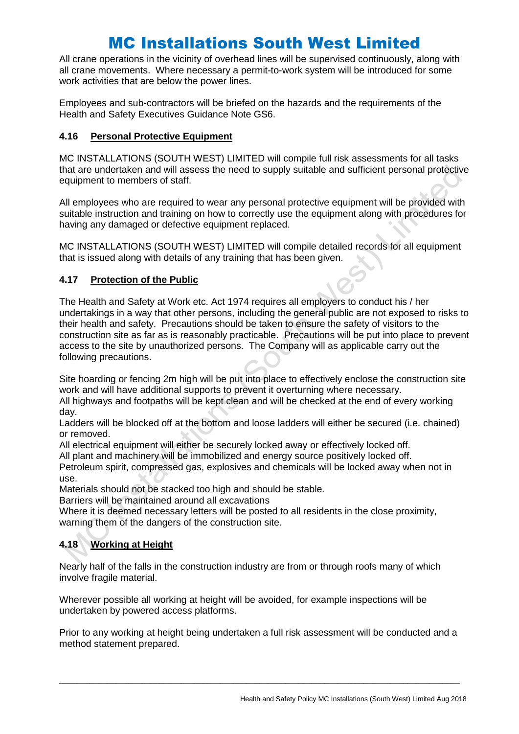All crane operations in the vicinity of overhead lines will be supervised continuously, along with all crane movements. Where necessary a permit-to-work system will be introduced for some work activities that are below the power lines.

Employees and sub-contractors will be briefed on the hazards and the requirements of the Health and Safety Executives Guidance Note GS6.

### 4.16 Personal Protective Equipment

MC INSTALLATIONS (SOUTH WEST) LIMITED will compile full risk assessments for all tasks that are undertaken and will assess the need to supply suitable and sufficient personal protective equipment to members of staff.

All employees who are required to wear any personal protective equipment will be provided with suitable instruction and training on how to correctly use the equipment along with procedures for having any damaged or defective equipment replaced.

MC INSTALLATIONS (SOUTH WEST) LIMITED will compile detailed records for all equipment that is issued along with details of any training that has been given.

### 4.17 Protection of the Public

The Health and Safety at Work etc. Act 1974 requires all employers to conduct his / her undertakings in a way that other persons, including the general public are not exposed to risks to their health and safety. Precautions should be taken to ensure the safety of visitors to the construction site as far as is reasonably practicable. Precautions will be put into place to prevent access to the site by unauthorized persons. The Company will as applicable carry out the following precautions.

Site hoarding or fencing 2m high will be put into place to effectively enclose the construction site work and will have additional supports to prevent it overturning where necessary.
All highways and footpaths will be kept clean and will be checked at the end of every working day.
Ladders will be blocked off at the bottom and loose ladders will either be secured (i.e. chained) or removed.
All electrical equipment will either be securely locked away or effectively locked off.
All plant and machinery will be immobilized and energy source positively locked off.
Petroleum spirit, compressed gas, explosives and chemicals will be locked away when not in use.
Materials should not be stacked too high and should be stable.
Barriers will be maintained around all excavations
Where it is deemed necessary letters will be posted to all residents in the close proximity, warning them of the dangers of the construction site.

### 4.18 Working at Height

Nearly half of the falls in the construction industry are from or through roofs many of which involve fragile material.

Wherever possible all working at height will be avoided, for example inspections will be undertaken by powered access platforms.

Prior to any working at height being undertaken a full risk assessment will be conducted and a method statement prepared.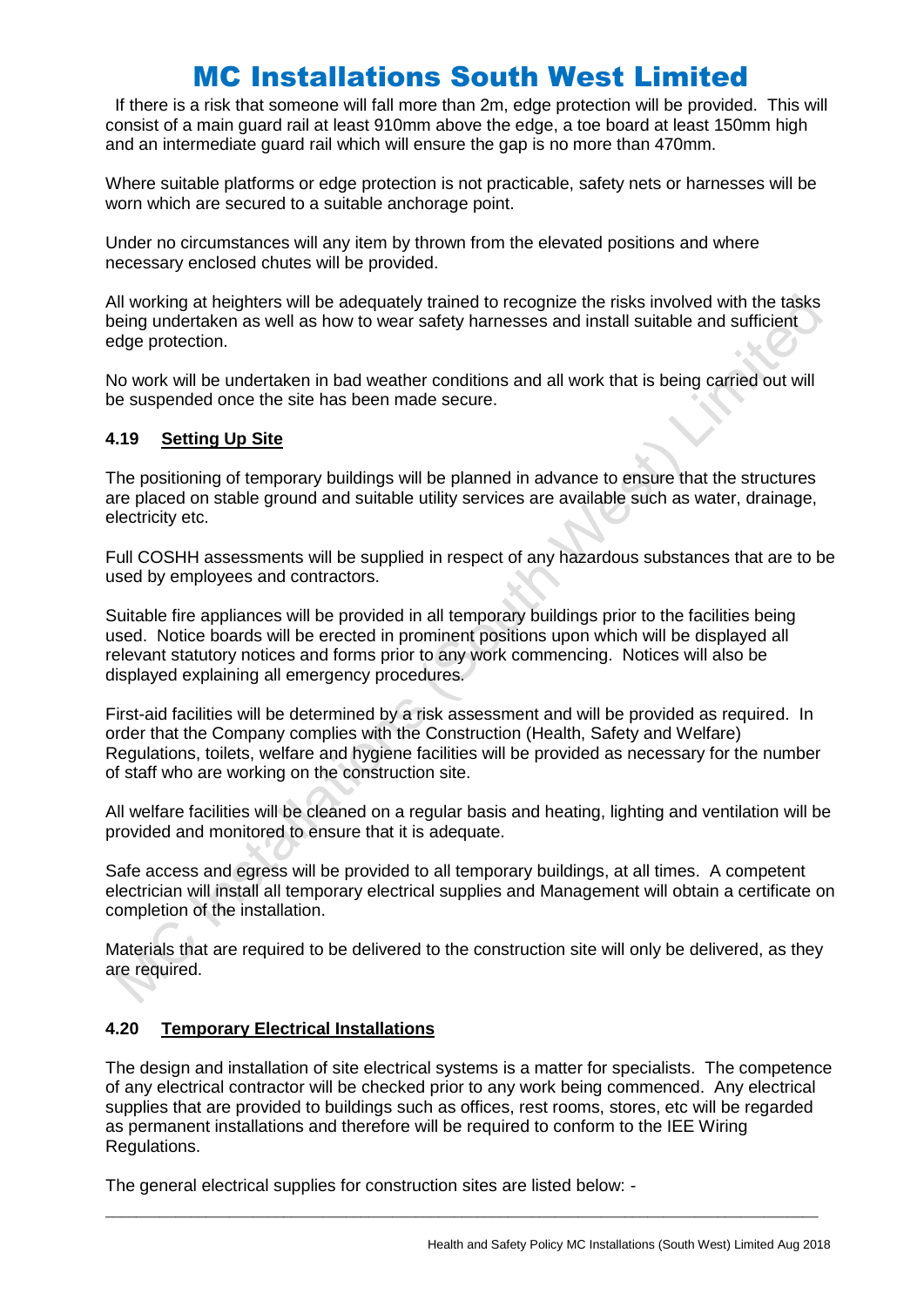If there is a risk that someone will fall more than 2m, edge protection will be provided. This will consist of a main guard rail at least 910mm above the edge, a toe board at least 150mm high and an intermediate guard rail which will ensure the gap is no more than 470mm.

Where suitable platforms or edge protection is not practicable, safety nets or harnesses will be worn which are secured to a suitable anchorage point.

Under no circumstances will any item by thrown from the elevated positions and where necessary enclosed chutes will be provided.

All working at heighters will be adequately trained to recognize the risks involved with the tasks being undertaken as well as how to wear safety harnesses and install suitable and sufficient edge protection.

No work will be undertaken in bad weather conditions and all work that is being carried out will be suspended once the site has been made secure.

### 4.19 Setting Up Site

The positioning of temporary buildings will be planned in advance to ensure that the structures are placed on stable ground and suitable utility services are available such as water, drainage, electricity etc.

Full COSHH assessments will be supplied in respect of any hazardous substances that are to be used by employees and contractors.

Suitable fire appliances will be provided in all temporary buildings prior to the facilities being used. Notice boards will be erected in prominent positions upon which will be displayed all relevant statutory notices and forms prior to any work commencing. Notices will also be displayed explaining all emergency procedures.

First-aid facilities will be determined by a risk assessment and will be provided as required. In order that the Company complies with the Construction (Health, Safety and Welfare) Regulations, toilets, welfare and hygiene facilities will be provided as necessary for the number of staff who are working on the construction site.

All welfare facilities will be cleaned on a regular basis and heating, lighting and ventilation will be provided and monitored to ensure that it is adequate.

Safe access and egress will be provided to all temporary buildings, at all times. A competent electrician will install all temporary electrical supplies and Management will obtain a certificate on completion of the installation.

Materials that are required to be delivered to the construction site will only be delivered, as they are required.

### 4.20 Temporary Electrical Installations

The design and installation of site electrical systems is a matter for specialists. The competence of any electrical contractor will be checked prior to any work being commenced. Any electrical supplies that are provided to buildings such as offices, rest rooms, stores, etc will be regarded as permanent installations and therefore will be required to conform to the IEE Wiring Regulations.

The general electrical supplies for construction sites are listed below: -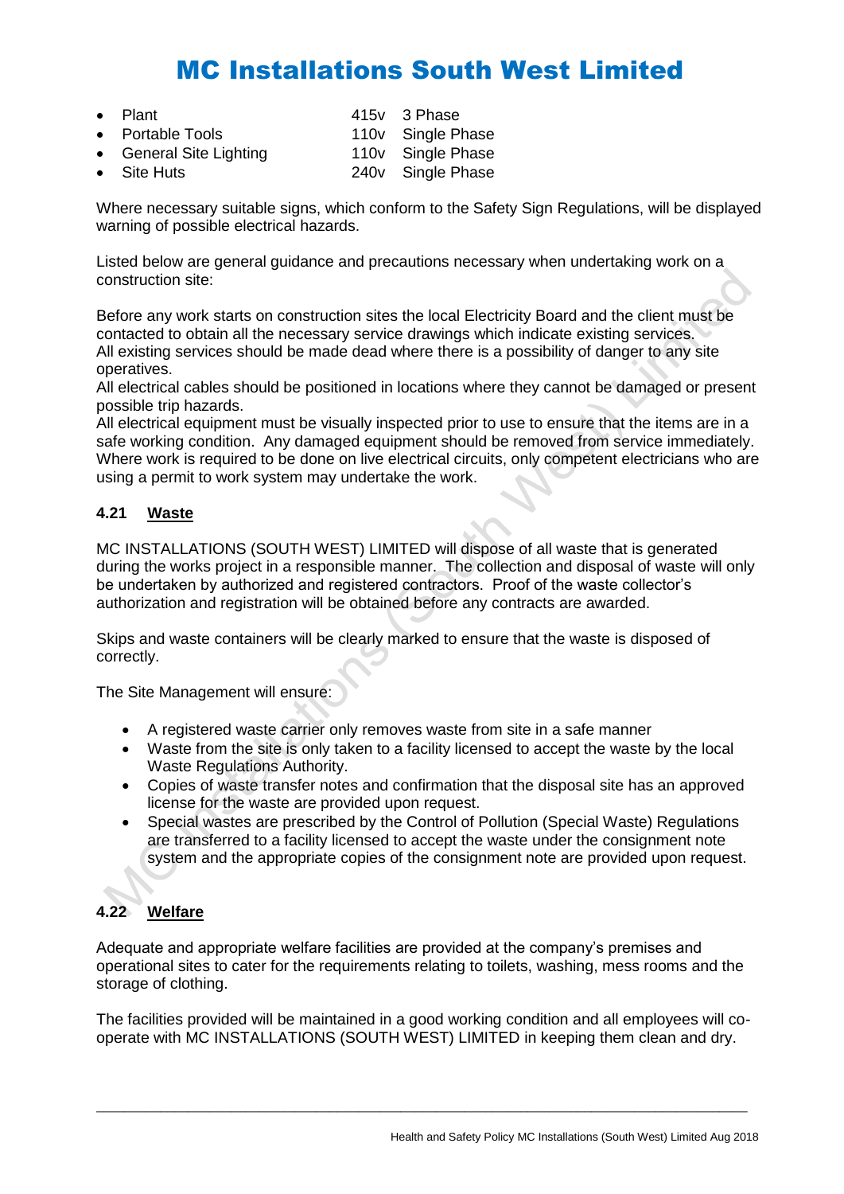- Plant 415v 3 Phase
- Portable Tools 110v Single Phase
- General Site Lighting 110v Single Phase
- Site Huts 240v Single Phase

Where necessary suitable signs, which conform to the Safety Sign Regulations, will be displayed warning of possible electrical hazards.

Listed below are general guidance and precautions necessary when undertaking work on a construction site:

Before any work starts on construction sites the local Electricity Board and the client must be contacted to obtain all the necessary service drawings which indicate existing services.
All existing services should be made dead where there is a possibility of danger to any site operatives.
All electrical cables should be positioned in locations where they cannot be damaged or present possible trip hazards.
All electrical equipment must be visually inspected prior to use to ensure that the items are in a safe working condition. Any damaged equipment should be removed from service immediately.
Where work is required to be done on live electrical circuits, only competent electricians who are using a permit to work system may undertake the work.

### 4.21 Waste

MC INSTALLATIONS (SOUTH WEST) LIMITED will dispose of all waste that is generated during the works project in a responsible manner. The collection and disposal of waste will only be undertaken by authorized and registered contractors. Proof of the waste collector's authorization and registration will be obtained before any contracts are awarded.

Skips and waste containers will be clearly marked to ensure that the waste is disposed of correctly.

The Site Management will ensure:

- A registered waste carrier only removes waste from site in a safe manner
- Waste from the site is only taken to a facility licensed to accept the waste by the local Waste Regulations Authority.
- Copies of waste transfer notes and confirmation that the disposal site has an approved license for the waste are provided upon request.
- Special wastes are prescribed by the Control of Pollution (Special Waste) Regulations are transferred to a facility licensed to accept the waste under the consignment note system and the appropriate copies of the consignment note are provided upon request.

### 4.22 Welfare

Adequate and appropriate welfare facilities are provided at the company's premises and operational sites to cater for the requirements relating to toilets, washing, mess rooms and the storage of clothing.

The facilities provided will be maintained in a good working condition and all employees will co-operate with MC INSTALLATIONS (SOUTH WEST) LIMITED in keeping them clean and dry.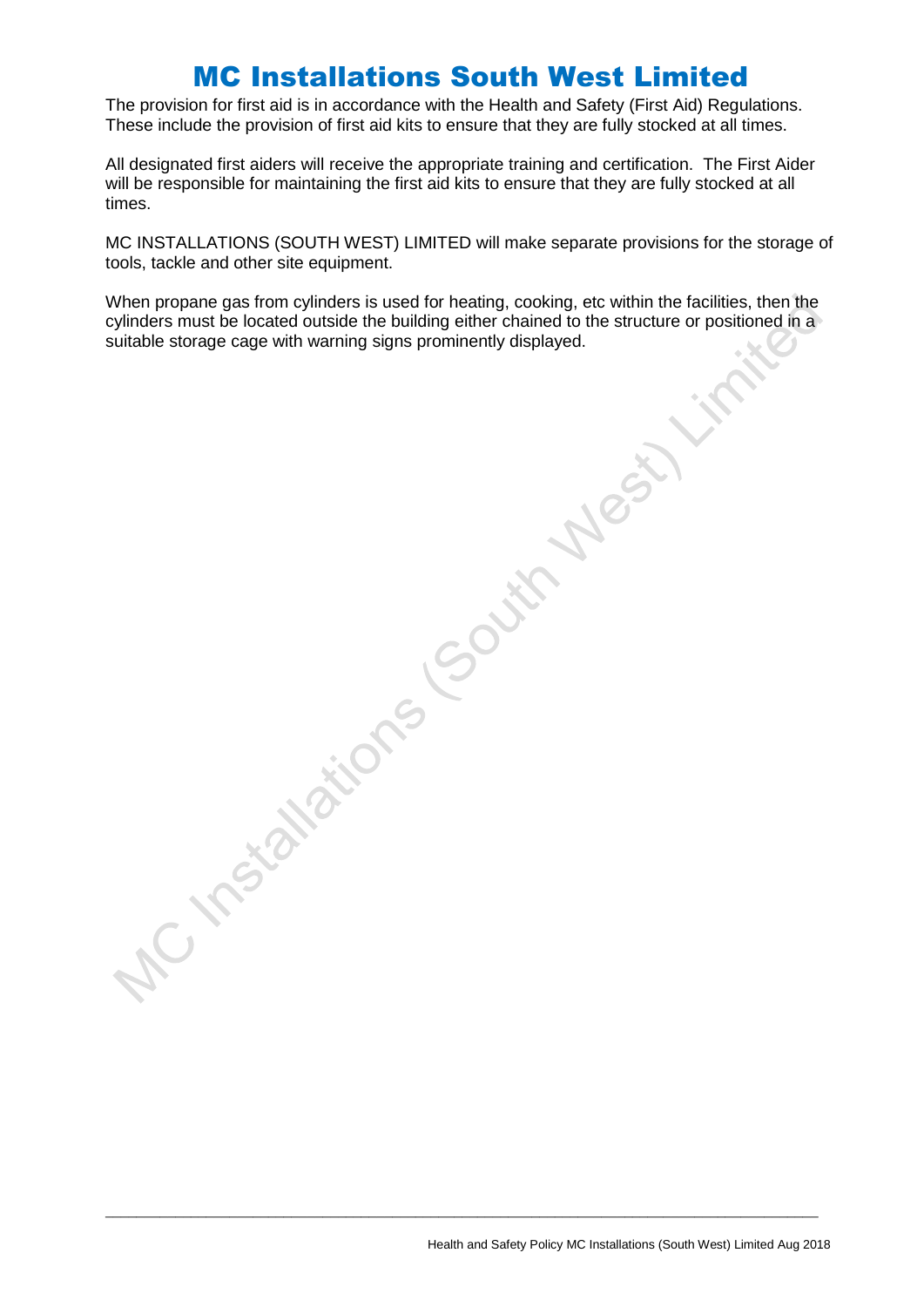# MC Installations South West Limited

The provision for first aid is in accordance with the Health and Safety (First Aid) Regulations. These include the provision of first aid kits to ensure that they are fully stocked at all times.

All designated first aiders will receive the appropriate training and certification. The First Aider will be responsible for maintaining the first aid kits to ensure that they are fully stocked at all times.

MC INSTALLATIONS (SOUTH WEST) LIMITED will make separate provisions for the storage of tools, tackle and other site equipment.

When propane gas from cylinders is used for heating, cooking, etc within the facilities, then the cylinders must be located outside the building either chained to the structure or positioned in a suitable storage cage with warning signs prominently displayed.